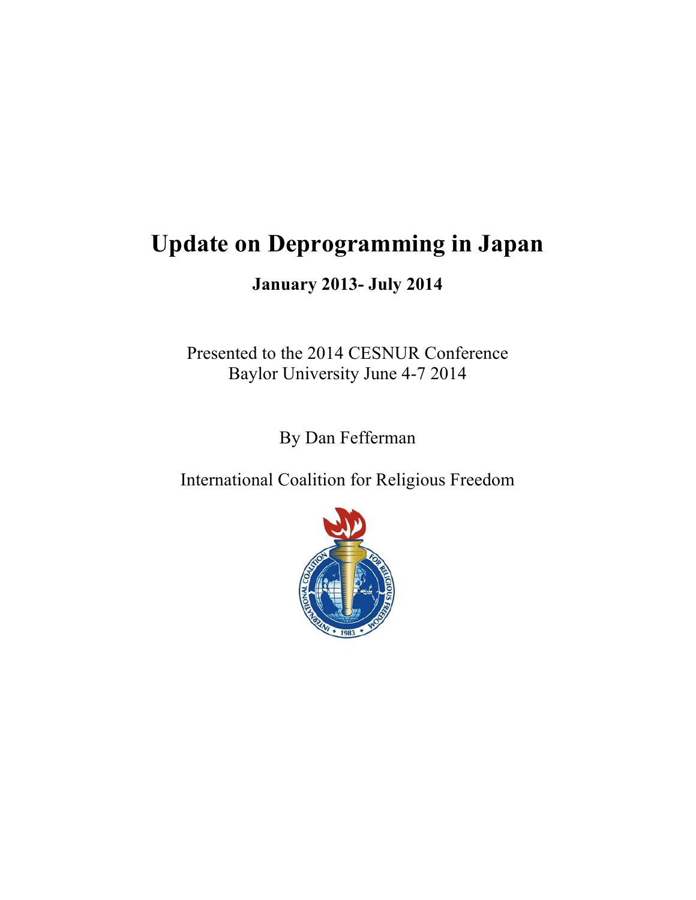# Update on Deprogramming in Japan

**January 2013- July 2014**

Presented to the 2014 CESNUR Conference
Baylor University June 4-7 2014

By Dan Fefferman

International Coalition for Religious Freedom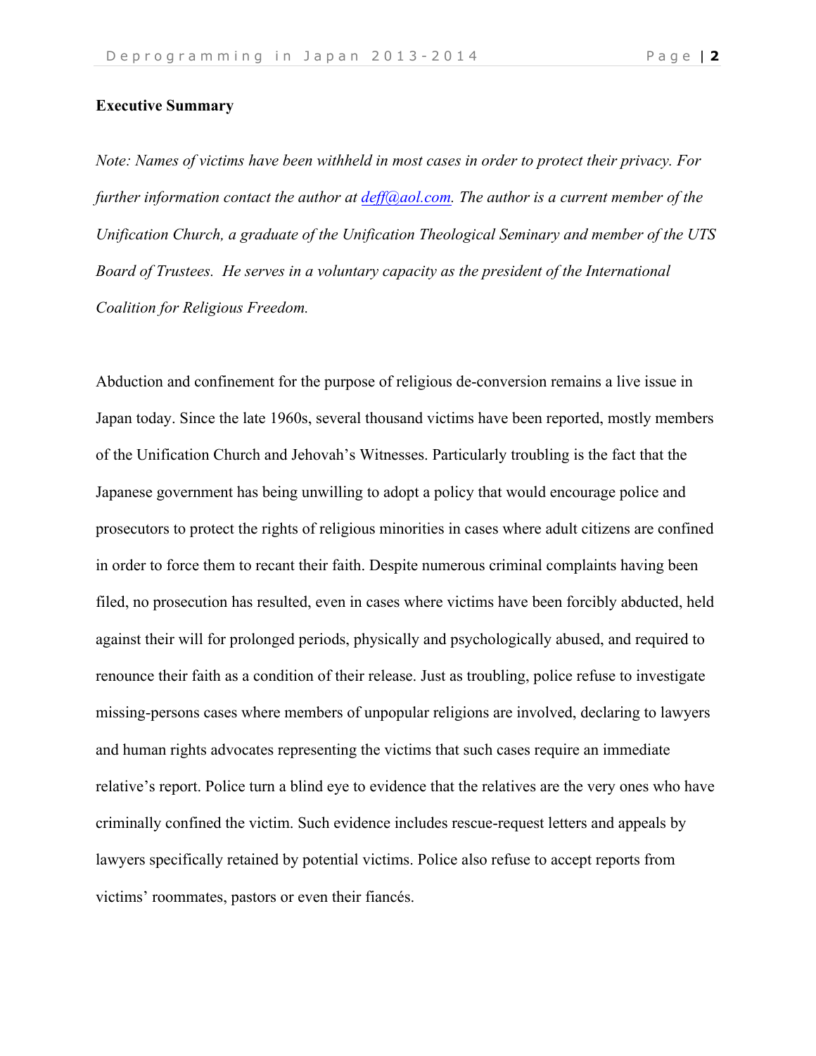**Executive Summary**

*Note: Names of victims have been withheld in most cases in order to protect their privacy. For further information contact the author at [deff@aol.com](mailto:deff@aol.com). The author is a current member of the Unification Church, a graduate of the Unification Theological Seminary and member of the UTS Board of Trustees. He serves in a voluntary capacity as the president of the International Coalition for Religious Freedom.*

Abduction and confinement for the purpose of religious de-conversion remains a live issue in Japan today. Since the late 1960s, several thousand victims have been reported, mostly members of the Unification Church and Jehovah's Witnesses. Particularly troubling is the fact that the Japanese government has being unwilling to adopt a policy that would encourage police and prosecutors to protect the rights of religious minorities in cases where adult citizens are confined in order to force them to recant their faith. Despite numerous criminal complaints having been filed, no prosecution has resulted, even in cases where victims have been forcibly abducted, held against their will for prolonged periods, physically and psychologically abused, and required to renounce their faith as a condition of their release. Just as troubling, police refuse to investigate missing-persons cases where members of unpopular religions are involved, declaring to lawyers and human rights advocates representing the victims that such cases require an immediate relative's report. Police turn a blind eye to evidence that the relatives are the very ones who have criminally confined the victim. Such evidence includes rescue-request letters and appeals by lawyers specifically retained by potential victims. Police also refuse to accept reports from victims' roommates, pastors or even their fiancés.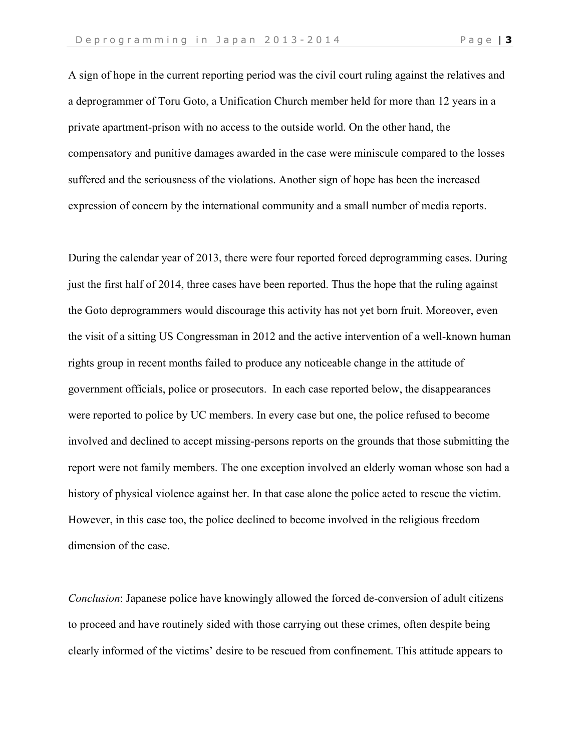A sign of hope in the current reporting period was the civil court ruling against the relatives and a deprogrammer of Toru Goto, a Unification Church member held for more than 12 years in a private apartment-prison with no access to the outside world. On the other hand, the compensatory and punitive damages awarded in the case were miniscule compared to the losses suffered and the seriousness of the violations. Another sign of hope has been the increased expression of concern by the international community and a small number of media reports.

During the calendar year of 2013, there were four reported forced deprogramming cases. During just the first half of 2014, three cases have been reported. Thus the hope that the ruling against the Goto deprogrammers would discourage this activity has not yet born fruit. Moreover, even the visit of a sitting US Congressman in 2012 and the active intervention of a well-known human rights group in recent months failed to produce any noticeable change in the attitude of government officials, police or prosecutors. In each case reported below, the disappearances were reported to police by UC members. In every case but one, the police refused to become involved and declined to accept missing-persons reports on the grounds that those submitting the report were not family members. The one exception involved an elderly woman whose son had a history of physical violence against her. In that case alone the police acted to rescue the victim. However, in this case too, the police declined to become involved in the religious freedom dimension of the case.

*Conclusion*: Japanese police have knowingly allowed the forced de-conversion of adult citizens to proceed and have routinely sided with those carrying out these crimes, often despite being clearly informed of the victims' desire to be rescued from confinement. This attitude appears to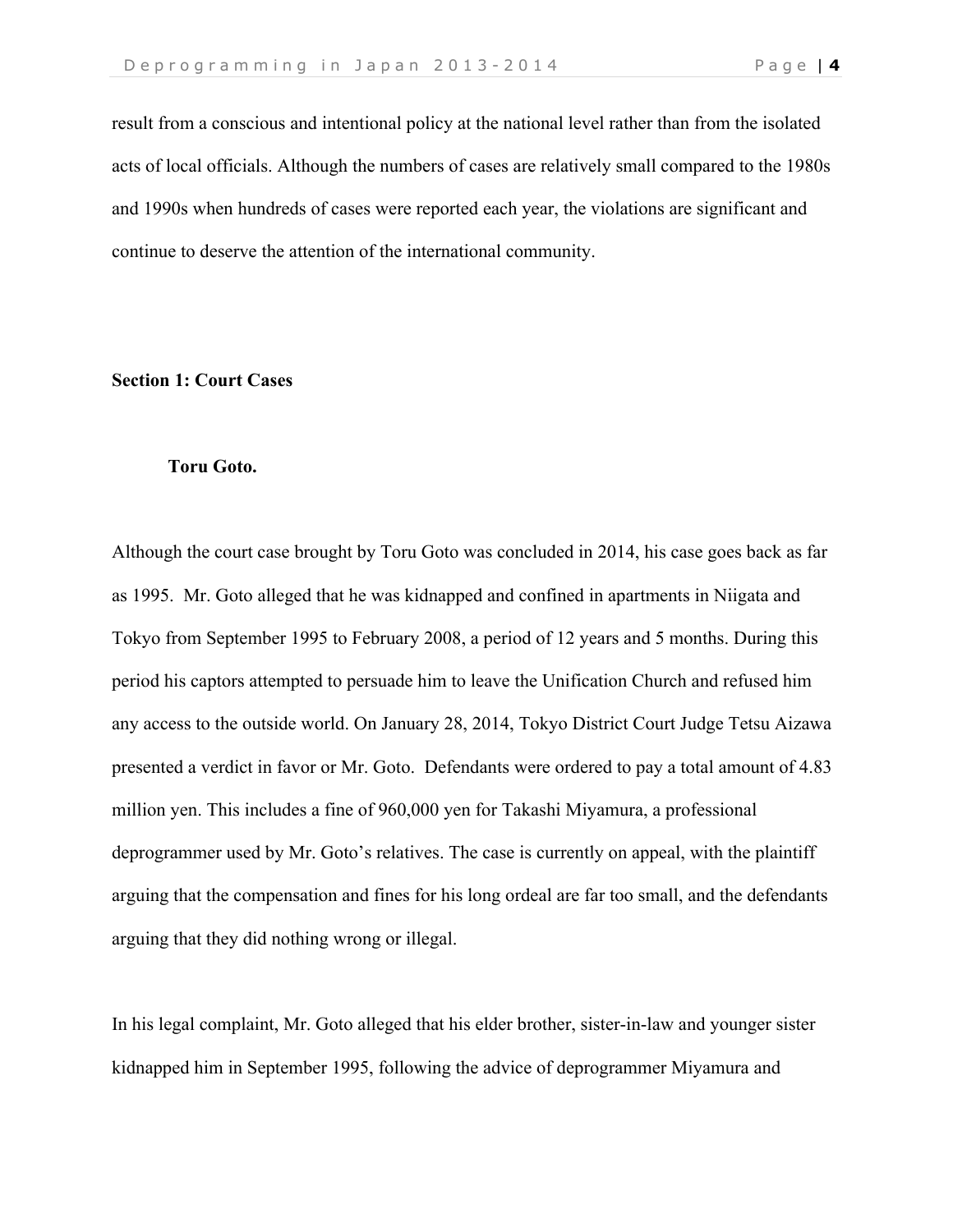result from a conscious and intentional policy at the national level rather than from the isolated acts of local officials. Although the numbers of cases are relatively small compared to the 1980s and 1990s when hundreds of cases were reported each year, the violations are significant and continue to deserve the attention of the international community.

## Section 1: Court Cases

### Toru Goto.

Although the court case brought by Toru Goto was concluded in 2014, his case goes back as far as 1995. Mr. Goto alleged that he was kidnapped and confined in apartments in Niigata and Tokyo from September 1995 to February 2008, a period of 12 years and 5 months. During this period his captors attempted to persuade him to leave the Unification Church and refused him any access to the outside world. On January 28, 2014, Tokyo District Court Judge Tetsu Aizawa presented a verdict in favor or Mr. Goto. Defendants were ordered to pay a total amount of 4.83 million yen. This includes a fine of 960,000 yen for Takashi Miyamura, a professional deprogrammer used by Mr. Goto's relatives. The case is currently on appeal, with the plaintiff arguing that the compensation and fines for his long ordeal are far too small, and the defendants arguing that they did nothing wrong or illegal.

In his legal complaint, Mr. Goto alleged that his elder brother, sister-in-law and younger sister kidnapped him in September 1995, following the advice of deprogrammer Miyamura and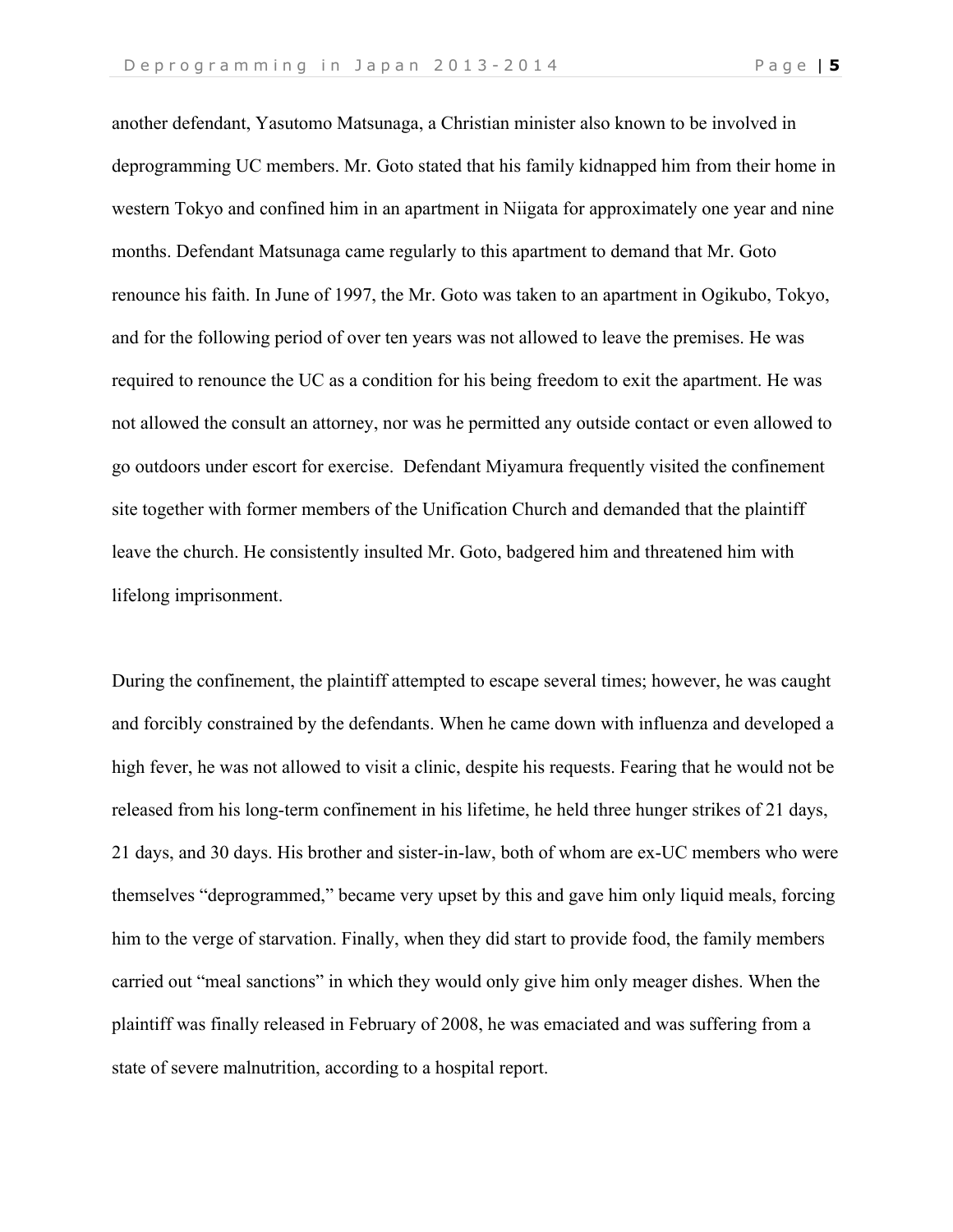another defendant, Yasutomo Matsunaga, a Christian minister also known to be involved in deprogramming UC members. Mr. Goto stated that his family kidnapped him from their home in western Tokyo and confined him in an apartment in Niigata for approximately one year and nine months. Defendant Matsunaga came regularly to this apartment to demand that Mr. Goto renounce his faith. In June of 1997, the Mr. Goto was taken to an apartment in Ogikubo, Tokyo, and for the following period of over ten years was not allowed to leave the premises. He was required to renounce the UC as a condition for his being freedom to exit the apartment. He was not allowed the consult an attorney, nor was he permitted any outside contact or even allowed to go outdoors under escort for exercise. Defendant Miyamura frequently visited the confinement site together with former members of the Unification Church and demanded that the plaintiff leave the church. He consistently insulted Mr. Goto, badgered him and threatened him with lifelong imprisonment.

During the confinement, the plaintiff attempted to escape several times; however, he was caught and forcibly constrained by the defendants. When he came down with influenza and developed a high fever, he was not allowed to visit a clinic, despite his requests. Fearing that he would not be released from his long-term confinement in his lifetime, he held three hunger strikes of 21 days, 21 days, and 30 days. His brother and sister-in-law, both of whom are ex-UC members who were themselves "deprogrammed," became very upset by this and gave him only liquid meals, forcing him to the verge of starvation. Finally, when they did start to provide food, the family members carried out "meal sanctions" in which they would only give him only meager dishes. When the plaintiff was finally released in February of 2008, he was emaciated and was suffering from a state of severe malnutrition, according to a hospital report.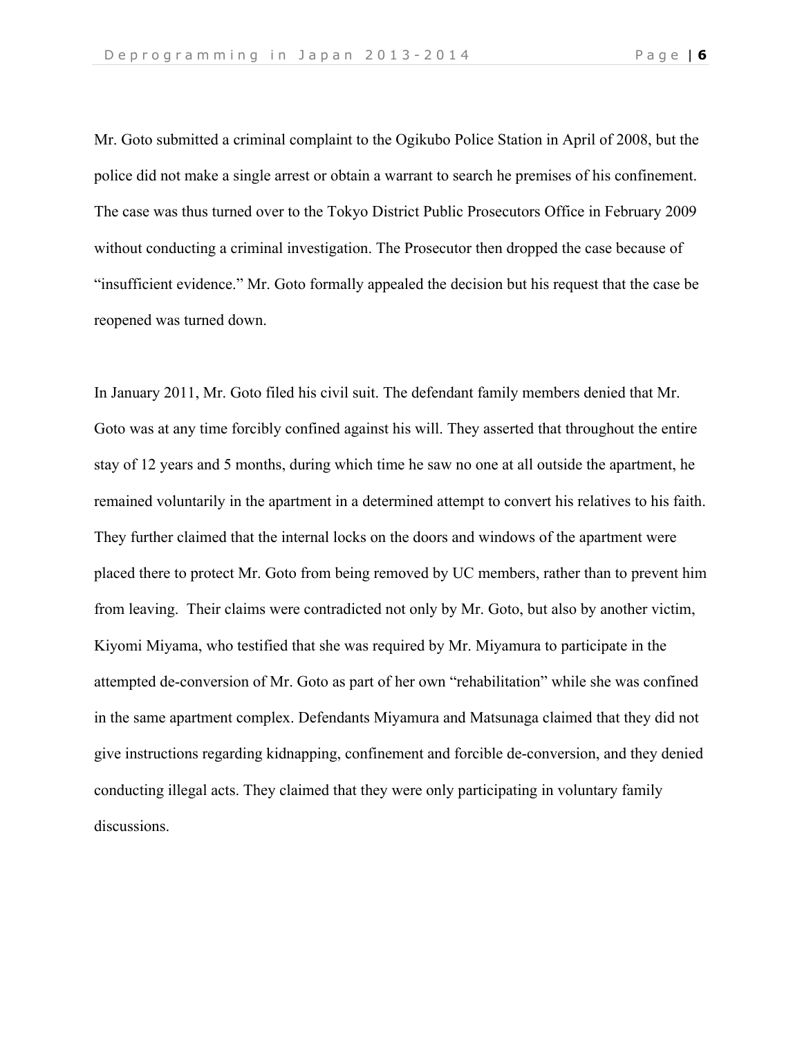Mr. Goto submitted a criminal complaint to the Ogikubo Police Station in April of 2008, but the police did not make a single arrest or obtain a warrant to search he premises of his confinement. The case was thus turned over to the Tokyo District Public Prosecutors Office in February 2009 without conducting a criminal investigation. The Prosecutor then dropped the case because of "insufficient evidence." Mr. Goto formally appealed the decision but his request that the case be reopened was turned down.

In January 2011, Mr. Goto filed his civil suit. The defendant family members denied that Mr. Goto was at any time forcibly confined against his will. They asserted that throughout the entire stay of 12 years and 5 months, during which time he saw no one at all outside the apartment, he remained voluntarily in the apartment in a determined attempt to convert his relatives to his faith. They further claimed that the internal locks on the doors and windows of the apartment were placed there to protect Mr. Goto from being removed by UC members, rather than to prevent him from leaving. Their claims were contradicted not only by Mr. Goto, but also by another victim, Kiyomi Miyama, who testified that she was required by Mr. Miyamura to participate in the attempted de-conversion of Mr. Goto as part of her own "rehabilitation" while she was confined in the same apartment complex. Defendants Miyamura and Matsunaga claimed that they did not give instructions regarding kidnapping, confinement and forcible de-conversion, and they denied conducting illegal acts. They claimed that they were only participating in voluntary family discussions.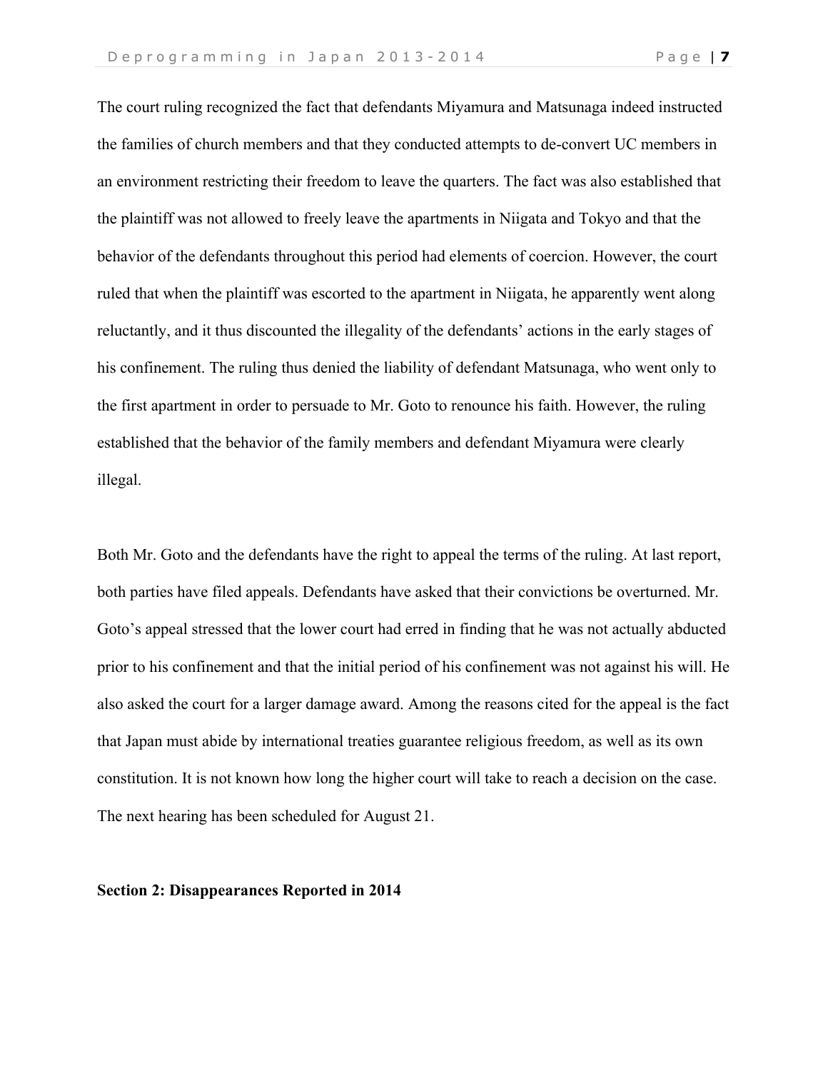The court ruling recognized the fact that defendants Miyamura and Matsunaga indeed instructed the families of church members and that they conducted attempts to de-convert UC members in an environment restricting their freedom to leave the quarters. The fact was also established that the plaintiff was not allowed to freely leave the apartments in Niigata and Tokyo and that the behavior of the defendants throughout this period had elements of coercion. However, the court ruled that when the plaintiff was escorted to the apartment in Niigata, he apparently went along reluctantly, and it thus discounted the illegality of the defendants' actions in the early stages of his confinement. The ruling thus denied the liability of defendant Matsunaga, who went only to the first apartment in order to persuade to Mr. Goto to renounce his faith. However, the ruling established that the behavior of the family members and defendant Miyamura were clearly illegal.

Both Mr. Goto and the defendants have the right to appeal the terms of the ruling. At last report, both parties have filed appeals. Defendants have asked that their convictions be overturned. Mr. Goto's appeal stressed that the lower court had erred in finding that he was not actually abducted prior to his confinement and that the initial period of his confinement was not against his will. He also asked the court for a larger damage award. Among the reasons cited for the appeal is the fact that Japan must abide by international treaties guarantee religious freedom, as well as its own constitution. It is not known how long the higher court will take to reach a decision on the case. The next hearing has been scheduled for August 21.

**Section 2: Disappearances Reported in 2014**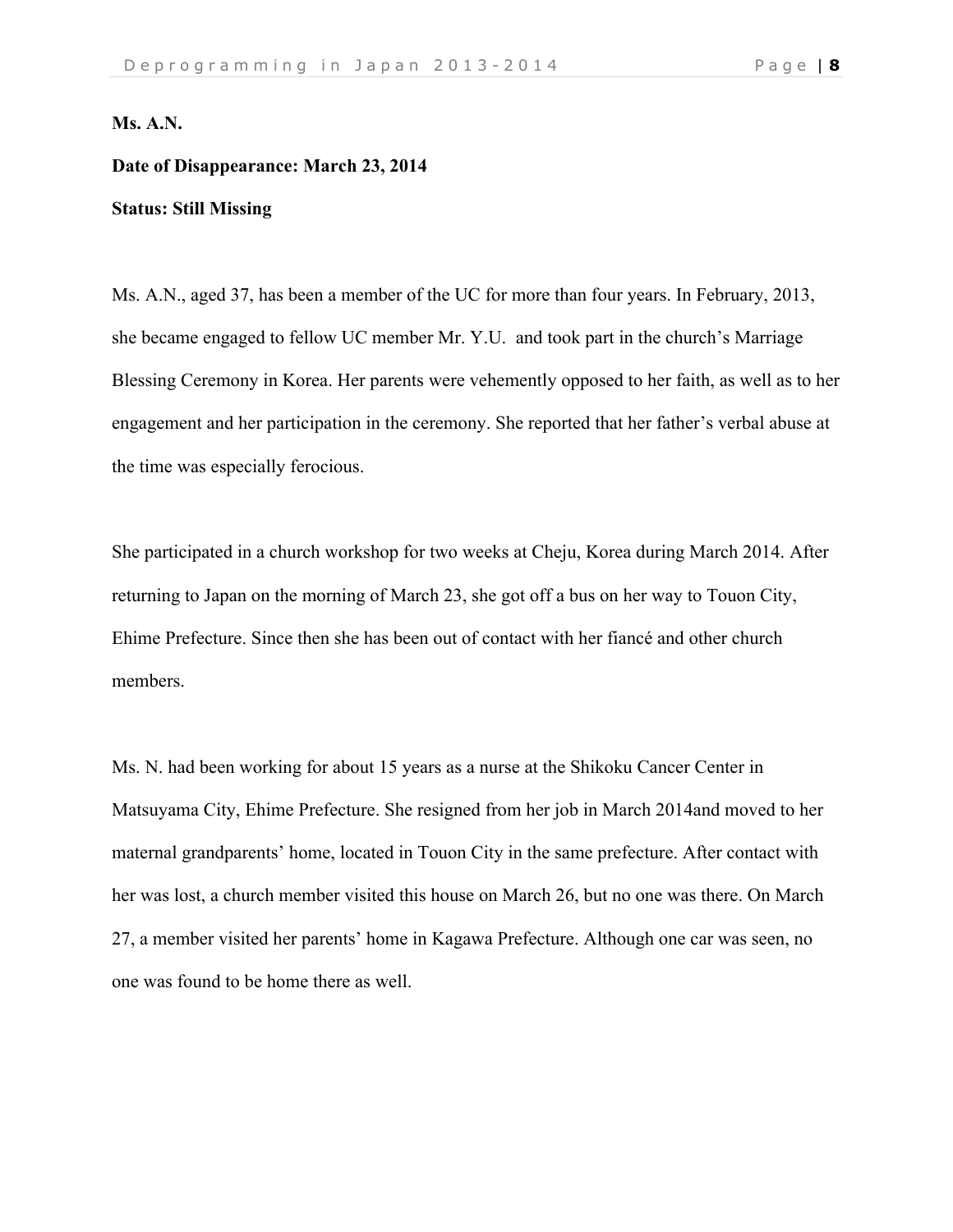**Ms. A.N.**

**Date of Disappearance: March 23, 2014**

**Status: Still Missing**

Ms. A.N., aged 37, has been a member of the UC for more than four years. In February, 2013, she became engaged to fellow UC member Mr. Y.U. and took part in the church's Marriage Blessing Ceremony in Korea. Her parents were vehemently opposed to her faith, as well as to her engagement and her participation in the ceremony. She reported that her father's verbal abuse at the time was especially ferocious.

She participated in a church workshop for two weeks at Cheju, Korea during March 2014. After returning to Japan on the morning of March 23, she got off a bus on her way to Touon City, Ehime Prefecture. Since then she has been out of contact with her fiancé and other church members.

Ms. N. had been working for about 15 years as a nurse at the Shikoku Cancer Center in Matsuyama City, Ehime Prefecture. She resigned from her job in March 2014and moved to her maternal grandparents' home, located in Touon City in the same prefecture. After contact with her was lost, a church member visited this house on March 26, but no one was there. On March 27, a member visited her parents' home in Kagawa Prefecture. Although one car was seen, no one was found to be home there as well.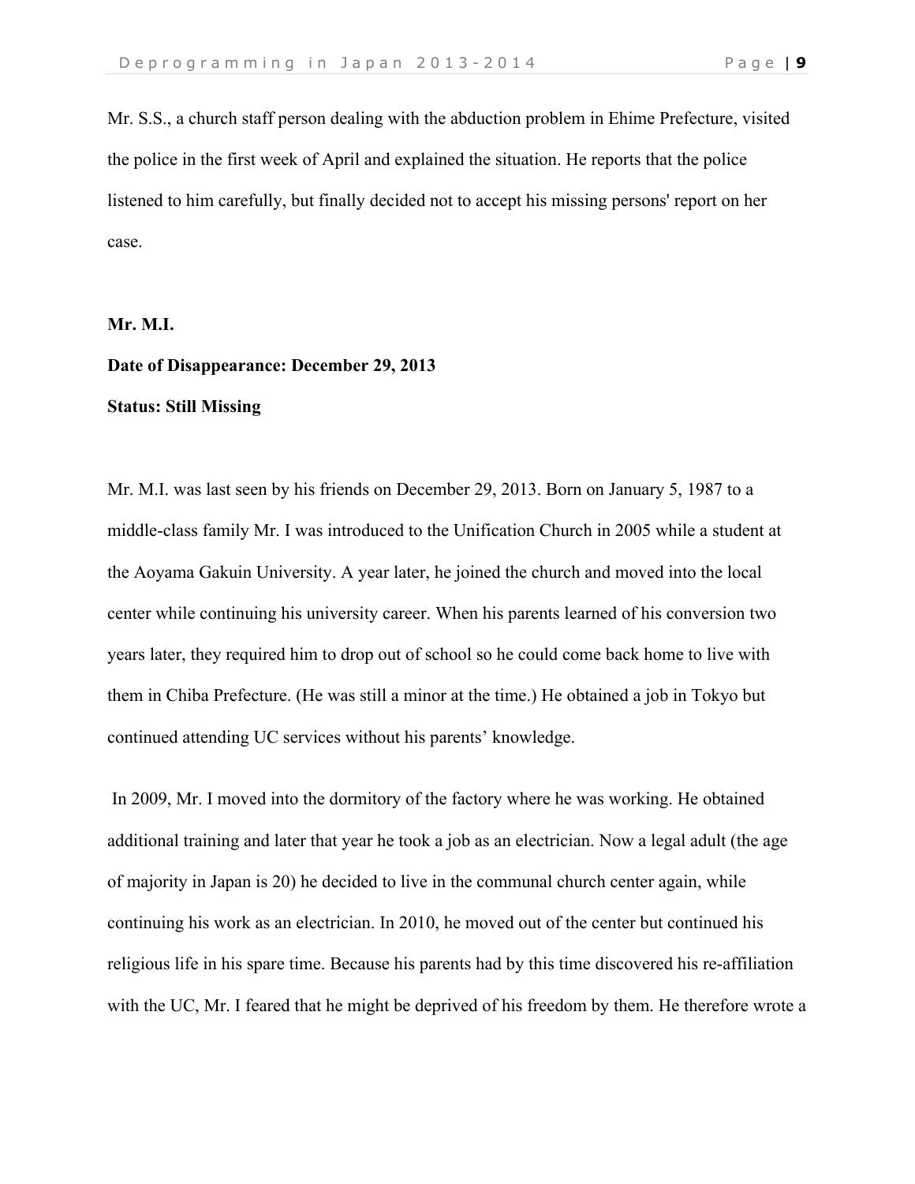Mr. S.S., a church staff person dealing with the abduction problem in Ehime Prefecture, visited the police in the first week of April and explained the situation. He reports that the police listened to him carefully, but finally decided not to accept his missing persons' report on her case.

**Mr. M.I.**

**Date of Disappearance: December 29, 2013**

**Status: Still Missing**

Mr. M.I. was last seen by his friends on December 29, 2013. Born on January 5, 1987 to a middle-class family Mr. I was introduced to the Unification Church in 2005 while a student at the Aoyama Gakuin University. A year later, he joined the church and moved into the local center while continuing his university career. When his parents learned of his conversion two years later, they required him to drop out of school so he could come back home to live with them in Chiba Prefecture. (He was still a minor at the time.) He obtained a job in Tokyo but continued attending UC services without his parents' knowledge.

In 2009, Mr. I moved into the dormitory of the factory where he was working. He obtained additional training and later that year he took a job as an electrician. Now a legal adult (the age of majority in Japan is 20) he decided to live in the communal church center again, while continuing his work as an electrician. In 2010, he moved out of the center but continued his religious life in his spare time. Because his parents had by this time discovered his re-affiliation with the UC, Mr. I feared that he might be deprived of his freedom by them. He therefore wrote a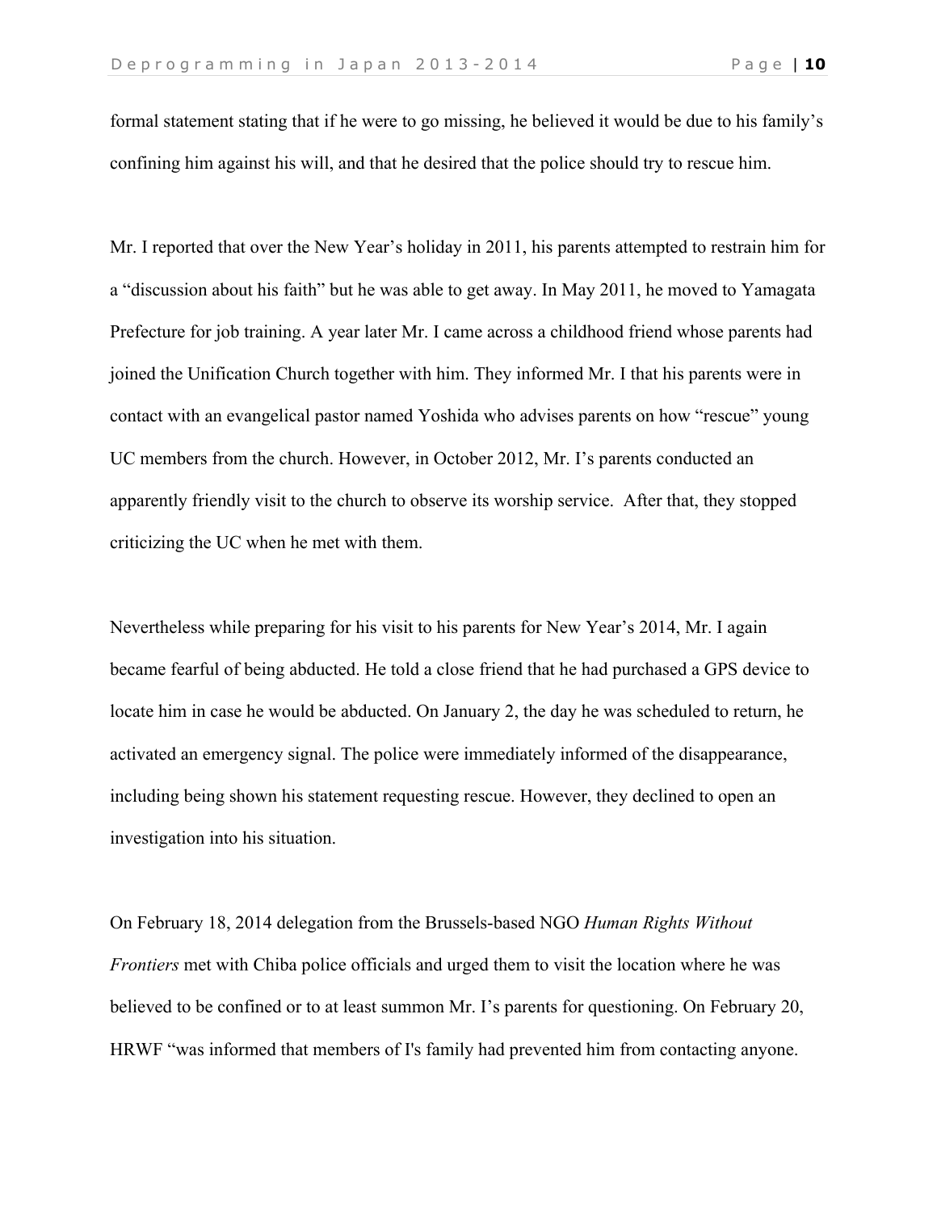formal statement stating that if he were to go missing, he believed it would be due to his family's confining him against his will, and that he desired that the police should try to rescue him.

Mr. I reported that over the New Year's holiday in 2011, his parents attempted to restrain him for a "discussion about his faith" but he was able to get away. In May 2011, he moved to Yamagata Prefecture for job training. A year later Mr. I came across a childhood friend whose parents had joined the Unification Church together with him. They informed Mr. I that his parents were in contact with an evangelical pastor named Yoshida who advises parents on how "rescue" young UC members from the church. However, in October 2012, Mr. I's parents conducted an apparently friendly visit to the church to observe its worship service. After that, they stopped criticizing the UC when he met with them.

Nevertheless while preparing for his visit to his parents for New Year's 2014, Mr. I again became fearful of being abducted. He told a close friend that he had purchased a GPS device to locate him in case he would be abducted. On January 2, the day he was scheduled to return, he activated an emergency signal. The police were immediately informed of the disappearance, including being shown his statement requesting rescue. However, they declined to open an investigation into his situation.

On February 18, 2014 delegation from the Brussels-based NGO *Human Rights Without Frontiers* met with Chiba police officials and urged them to visit the location where he was believed to be confined or to at least summon Mr. I's parents for questioning. On February 20, HRWF "was informed that members of I's family had prevented him from contacting anyone.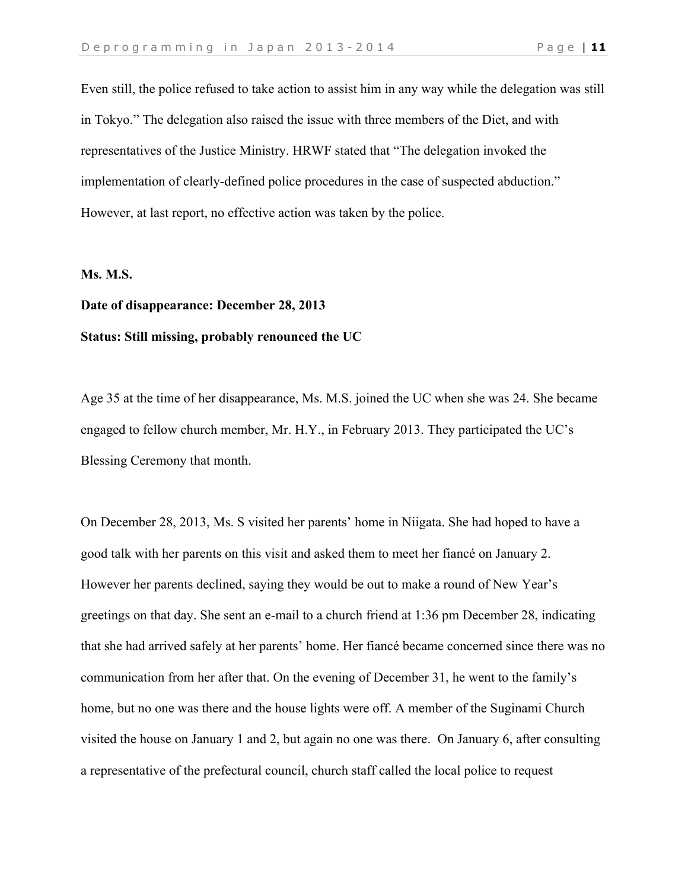Even still, the police refused to take action to assist him in any way while the delegation was still in Tokyo." The delegation also raised the issue with three members of the Diet, and with representatives of the Justice Ministry. HRWF stated that "The delegation invoked the implementation of clearly-defined police procedures in the case of suspected abduction." However, at last report, no effective action was taken by the police.

**Ms. M.S.**

**Date of disappearance: December 28, 2013**

**Status: Still missing, probably renounced the UC**

Age 35 at the time of her disappearance, Ms. M.S. joined the UC when she was 24. She became engaged to fellow church member, Mr. H.Y., in February 2013. They participated the UC's Blessing Ceremony that month.

On December 28, 2013, Ms. S visited her parents' home in Niigata. She had hoped to have a good talk with her parents on this visit and asked them to meet her fiancé on January 2. However her parents declined, saying they would be out to make a round of New Year's greetings on that day. She sent an e-mail to a church friend at 1:36 pm December 28, indicating that she had arrived safely at her parents' home. Her fiancé became concerned since there was no communication from her after that. On the evening of December 31, he went to the family's home, but no one was there and the house lights were off. A member of the Suginami Church visited the house on January 1 and 2, but again no one was there. On January 6, after consulting a representative of the prefectural council, church staff called the local police to request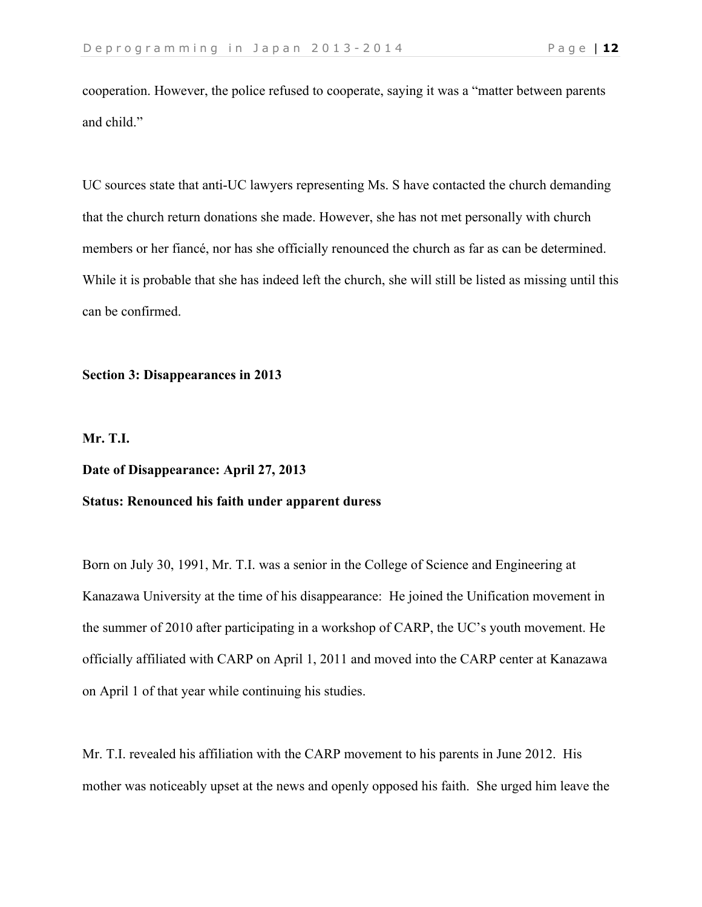cooperation. However, the police refused to cooperate, saying it was a "matter between parents and child."

UC sources state that anti-UC lawyers representing Ms. S have contacted the church demanding that the church return donations she made. However, she has not met personally with church members or her fiancé, nor has she officially renounced the church as far as can be determined. While it is probable that she has indeed left the church, she will still be listed as missing until this can be confirmed.

**Section 3: Disappearances in 2013**

**Mr. T.I.**

**Date of Disappearance: April 27, 2013**

**Status: Renounced his faith under apparent duress**

Born on July 30, 1991, Mr. T.I. was a senior in the College of Science and Engineering at Kanazawa University at the time of his disappearance: He joined the Unification movement in the summer of 2010 after participating in a workshop of CARP, the UC's youth movement. He officially affiliated with CARP on April 1, 2011 and moved into the CARP center at Kanazawa on April 1 of that year while continuing his studies.

Mr. T.I. revealed his affiliation with the CARP movement to his parents in June 2012. His mother was noticeably upset at the news and openly opposed his faith. She urged him leave the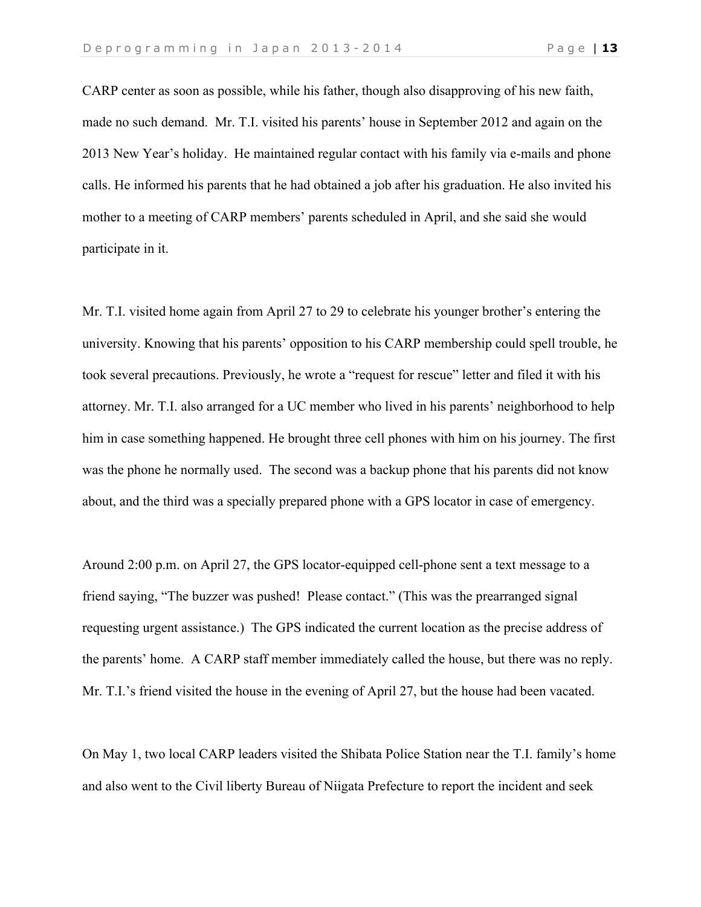CARP center as soon as possible, while his father, though also disapproving of his new faith, made no such demand. Mr. T.I. visited his parents' house in September 2012 and again on the 2013 New Year's holiday. He maintained regular contact with his family via e-mails and phone calls. He informed his parents that he had obtained a job after his graduation. He also invited his mother to a meeting of CARP members' parents scheduled in April, and she said she would participate in it.

Mr. T.I. visited home again from April 27 to 29 to celebrate his younger brother's entering the university. Knowing that his parents' opposition to his CARP membership could spell trouble, he took several precautions. Previously, he wrote a "request for rescue" letter and filed it with his attorney. Mr. T.I. also arranged for a UC member who lived in his parents' neighborhood to help him in case something happened. He brought three cell phones with him on his journey. The first was the phone he normally used. The second was a backup phone that his parents did not know about, and the third was a specially prepared phone with a GPS locator in case of emergency.

Around 2:00 p.m. on April 27, the GPS locator-equipped cell-phone sent a text message to a friend saying, "The buzzer was pushed! Please contact." (This was the prearranged signal requesting urgent assistance.) The GPS indicated the current location as the precise address of the parents' home. A CARP staff member immediately called the house, but there was no reply. Mr. T.I.'s friend visited the house in the evening of April 27, but the house had been vacated.

On May 1, two local CARP leaders visited the Shibata Police Station near the T.I. family's home and also went to the Civil liberty Bureau of Niigata Prefecture to report the incident and seek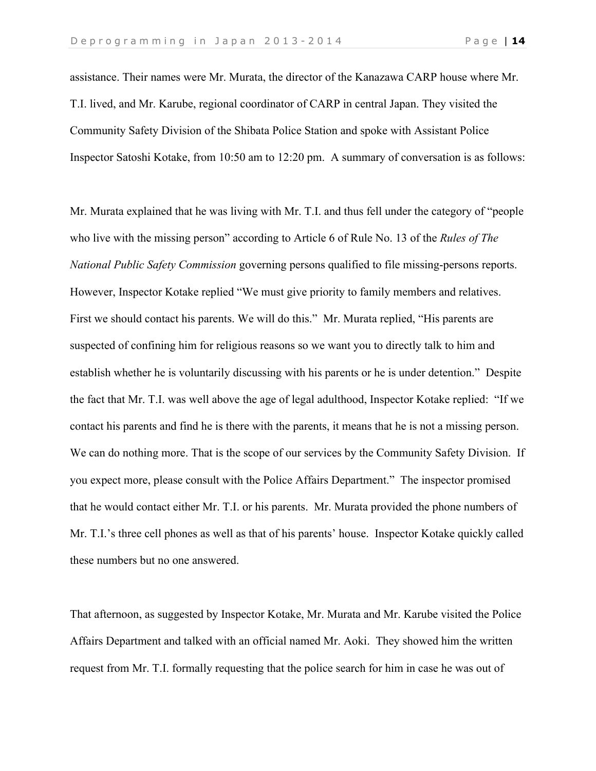assistance. Their names were Mr. Murata, the director of the Kanazawa CARP house where Mr. T.I. lived, and Mr. Karube, regional coordinator of CARP in central Japan. They visited the Community Safety Division of the Shibata Police Station and spoke with Assistant Police Inspector Satoshi Kotake, from 10:50 am to 12:20 pm. A summary of conversation is as follows:

Mr. Murata explained that he was living with Mr. T.I. and thus fell under the category of "people who live with the missing person" according to Article 6 of Rule No. 13 of the *Rules of The National Public Safety Commission* governing persons qualified to file missing-persons reports. However, Inspector Kotake replied "We must give priority to family members and relatives. First we should contact his parents. We will do this." Mr. Murata replied, "His parents are suspected of confining him for religious reasons so we want you to directly talk to him and establish whether he is voluntarily discussing with his parents or he is under detention." Despite the fact that Mr. T.I. was well above the age of legal adulthood, Inspector Kotake replied: "If we contact his parents and find he is there with the parents, it means that he is not a missing person. We can do nothing more. That is the scope of our services by the Community Safety Division. If you expect more, please consult with the Police Affairs Department." The inspector promised that he would contact either Mr. T.I. or his parents. Mr. Murata provided the phone numbers of Mr. T.I.'s three cell phones as well as that of his parents' house. Inspector Kotake quickly called these numbers but no one answered.

That afternoon, as suggested by Inspector Kotake, Mr. Murata and Mr. Karube visited the Police Affairs Department and talked with an official named Mr. Aoki. They showed him the written request from Mr. T.I. formally requesting that the police search for him in case he was out of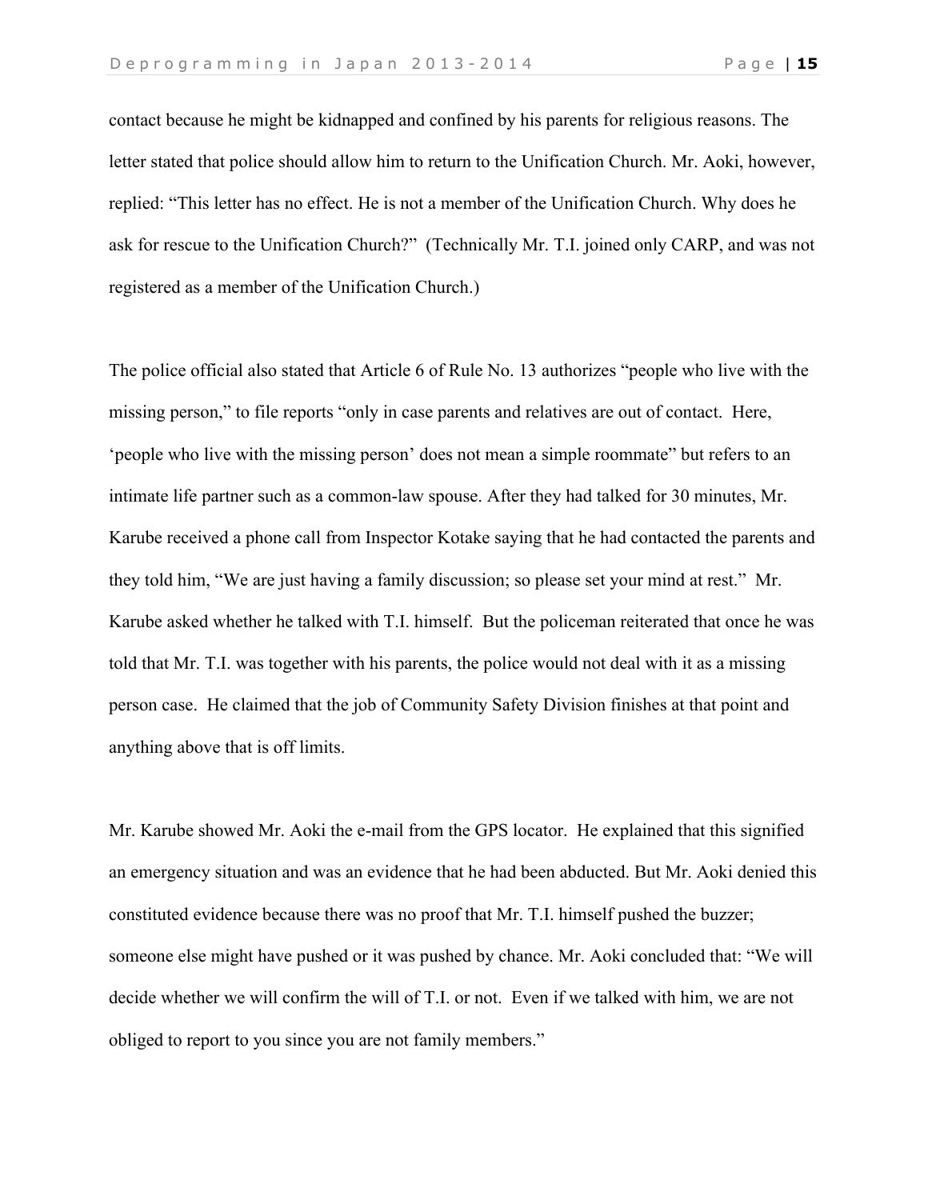contact because he might be kidnapped and confined by his parents for religious reasons. The letter stated that police should allow him to return to the Unification Church. Mr. Aoki, however, replied: “This letter has no effect. He is not a member of the Unification Church. Why does he ask for rescue to the Unification Church?” (Technically Mr. T.I. joined only CARP, and was not registered as a member of the Unification Church.)

The police official also stated that Article 6 of Rule No. 13 authorizes “people who live with the missing person,” to file reports “only in case parents and relatives are out of contact. Here, ‘people who live with the missing person’ does not mean a simple roommate” but refers to an intimate life partner such as a common-law spouse. After they had talked for 30 minutes, Mr. Karube received a phone call from Inspector Kotake saying that he had contacted the parents and they told him, “We are just having a family discussion; so please set your mind at rest.” Mr. Karube asked whether he talked with T.I. himself. But the policeman reiterated that once he was told that Mr. T.I. was together with his parents, the police would not deal with it as a missing person case. He claimed that the job of Community Safety Division finishes at that point and anything above that is off limits.

Mr. Karube showed Mr. Aoki the e-mail from the GPS locator. He explained that this signified an emergency situation and was an evidence that he had been abducted. But Mr. Aoki denied this constituted evidence because there was no proof that Mr. T.I. himself pushed the buzzer; someone else might have pushed or it was pushed by chance. Mr. Aoki concluded that: “We will decide whether we will confirm the will of T.I. or not. Even if we talked with him, we are not obliged to report to you since you are not family members.”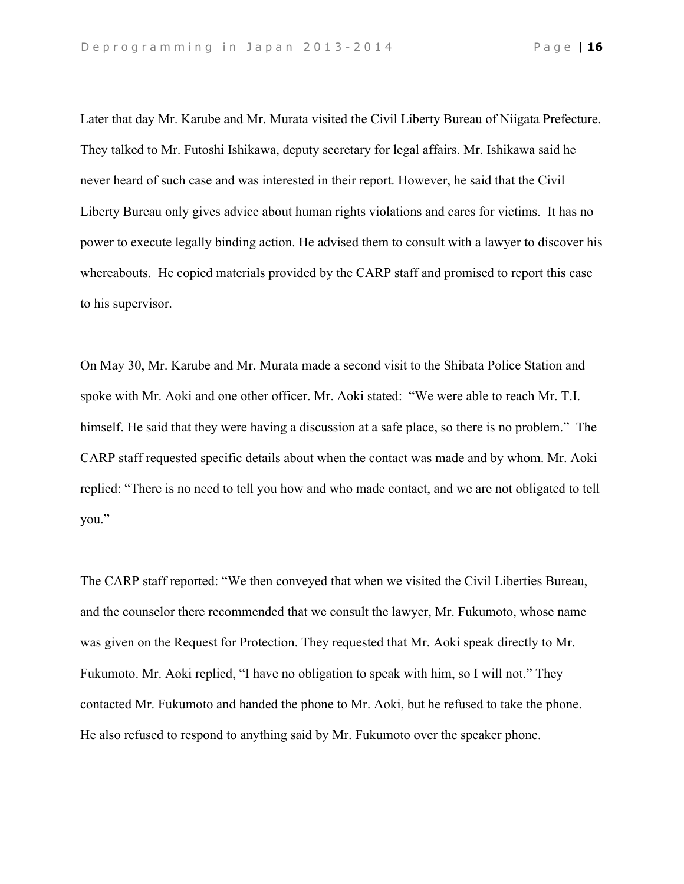Later that day Mr. Karube and Mr. Murata visited the Civil Liberty Bureau of Niigata Prefecture. They talked to Mr. Futoshi Ishikawa, deputy secretary for legal affairs. Mr. Ishikawa said he never heard of such case and was interested in their report. However, he said that the Civil Liberty Bureau only gives advice about human rights violations and cares for victims. It has no power to execute legally binding action. He advised them to consult with a lawyer to discover his whereabouts. He copied materials provided by the CARP staff and promised to report this case to his supervisor.

On May 30, Mr. Karube and Mr. Murata made a second visit to the Shibata Police Station and spoke with Mr. Aoki and one other officer. Mr. Aoki stated: "We were able to reach Mr. T.I. himself. He said that they were having a discussion at a safe place, so there is no problem." The CARP staff requested specific details about when the contact was made and by whom. Mr. Aoki replied: "There is no need to tell you how and who made contact, and we are not obligated to tell you."

The CARP staff reported: "We then conveyed that when we visited the Civil Liberties Bureau, and the counselor there recommended that we consult the lawyer, Mr. Fukumoto, whose name was given on the Request for Protection. They requested that Mr. Aoki speak directly to Mr. Fukumoto. Mr. Aoki replied, "I have no obligation to speak with him, so I will not." They contacted Mr. Fukumoto and handed the phone to Mr. Aoki, but he refused to take the phone. He also refused to respond to anything said by Mr. Fukumoto over the speaker phone.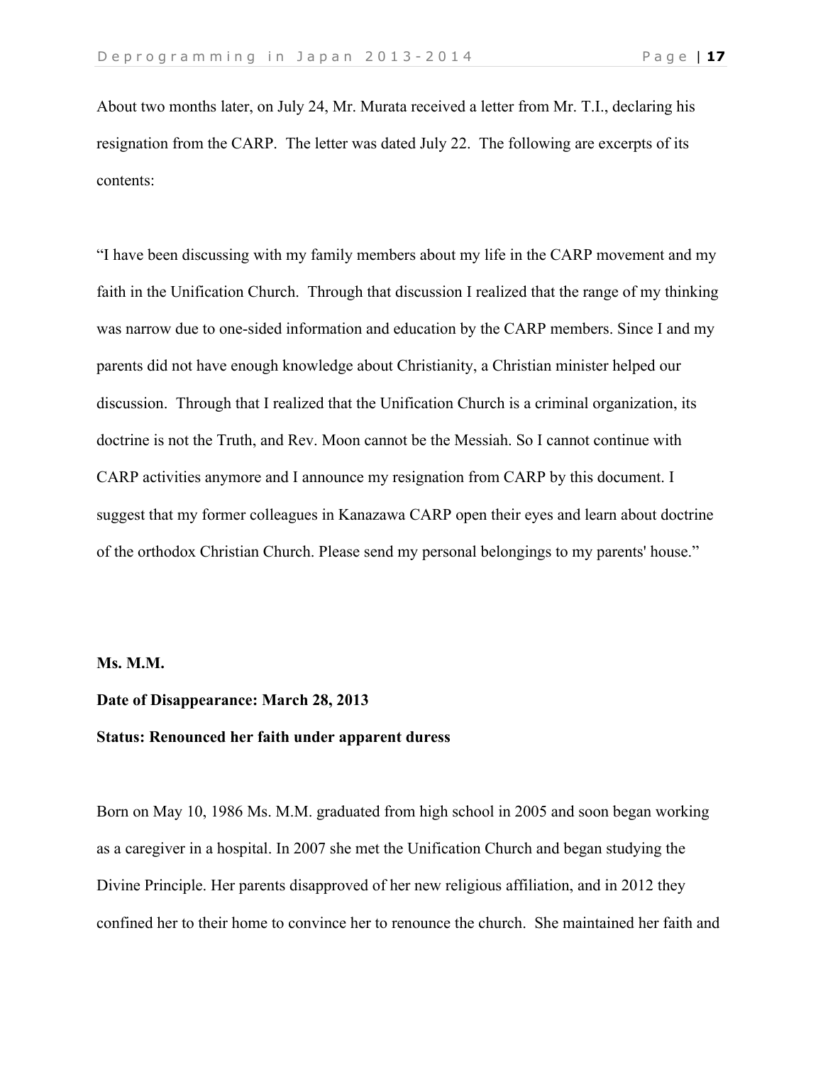About two months later, on July 24, Mr. Murata received a letter from Mr. T.I., declaring his resignation from the CARP. The letter was dated July 22. The following are excerpts of its contents:

"I have been discussing with my family members about my life in the CARP movement and my faith in the Unification Church. Through that discussion I realized that the range of my thinking was narrow due to one-sided information and education by the CARP members. Since I and my parents did not have enough knowledge about Christianity, a Christian minister helped our discussion. Through that I realized that the Unification Church is a criminal organization, its doctrine is not the Truth, and Rev. Moon cannot be the Messiah. So I cannot continue with CARP activities anymore and I announce my resignation from CARP by this document. I suggest that my former colleagues in Kanazawa CARP open their eyes and learn about doctrine of the orthodox Christian Church. Please send my personal belongings to my parents' house."

**Ms. M.M.**

**Date of Disappearance: March 28, 2013**

**Status: Renounced her faith under apparent duress**

Born on May 10, 1986 Ms. M.M. graduated from high school in 2005 and soon began working as a caregiver in a hospital. In 2007 she met the Unification Church and began studying the Divine Principle. Her parents disapproved of her new religious affiliation, and in 2012 they confined her to their home to convince her to renounce the church. She maintained her faith and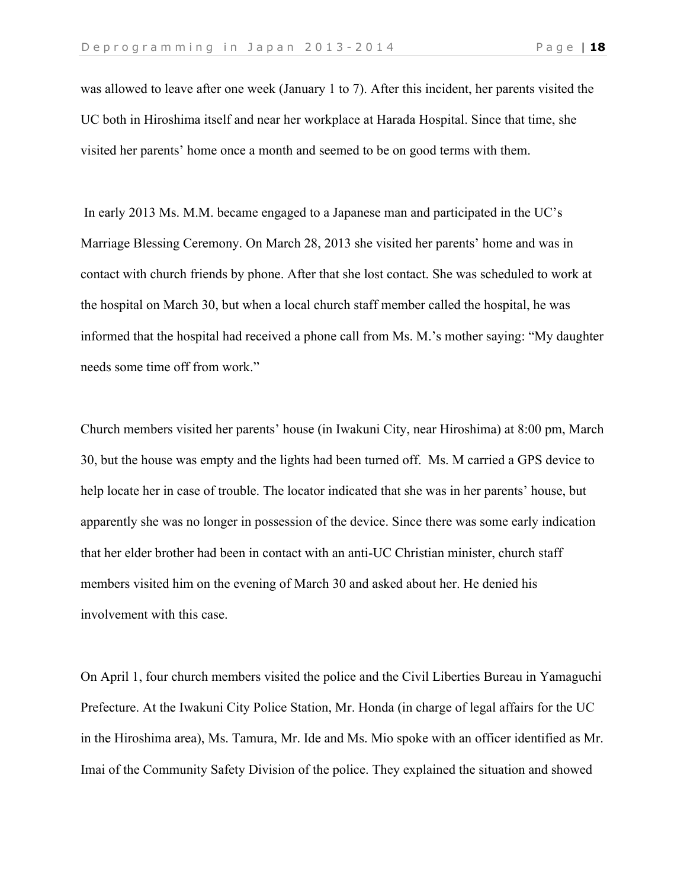was allowed to leave after one week (January 1 to 7). After this incident, her parents visited the UC both in Hiroshima itself and near her workplace at Harada Hospital. Since that time, she visited her parents' home once a month and seemed to be on good terms with them.

In early 2013 Ms. M.M. became engaged to a Japanese man and participated in the UC's Marriage Blessing Ceremony. On March 28, 2013 she visited her parents' home and was in contact with church friends by phone. After that she lost contact. She was scheduled to work at the hospital on March 30, but when a local church staff member called the hospital, he was informed that the hospital had received a phone call from Ms. M.'s mother saying: "My daughter needs some time off from work."

Church members visited her parents' house (in Iwakuni City, near Hiroshima) at 8:00 pm, March 30, but the house was empty and the lights had been turned off. Ms. M carried a GPS device to help locate her in case of trouble. The locator indicated that she was in her parents' house, but apparently she was no longer in possession of the device. Since there was some early indication that her elder brother had been in contact with an anti-UC Christian minister, church staff members visited him on the evening of March 30 and asked about her. He denied his involvement with this case.

On April 1, four church members visited the police and the Civil Liberties Bureau in Yamaguchi Prefecture. At the Iwakuni City Police Station, Mr. Honda (in charge of legal affairs for the UC in the Hiroshima area), Ms. Tamura, Mr. Ide and Ms. Mio spoke with an officer identified as Mr. Imai of the Community Safety Division of the police. They explained the situation and showed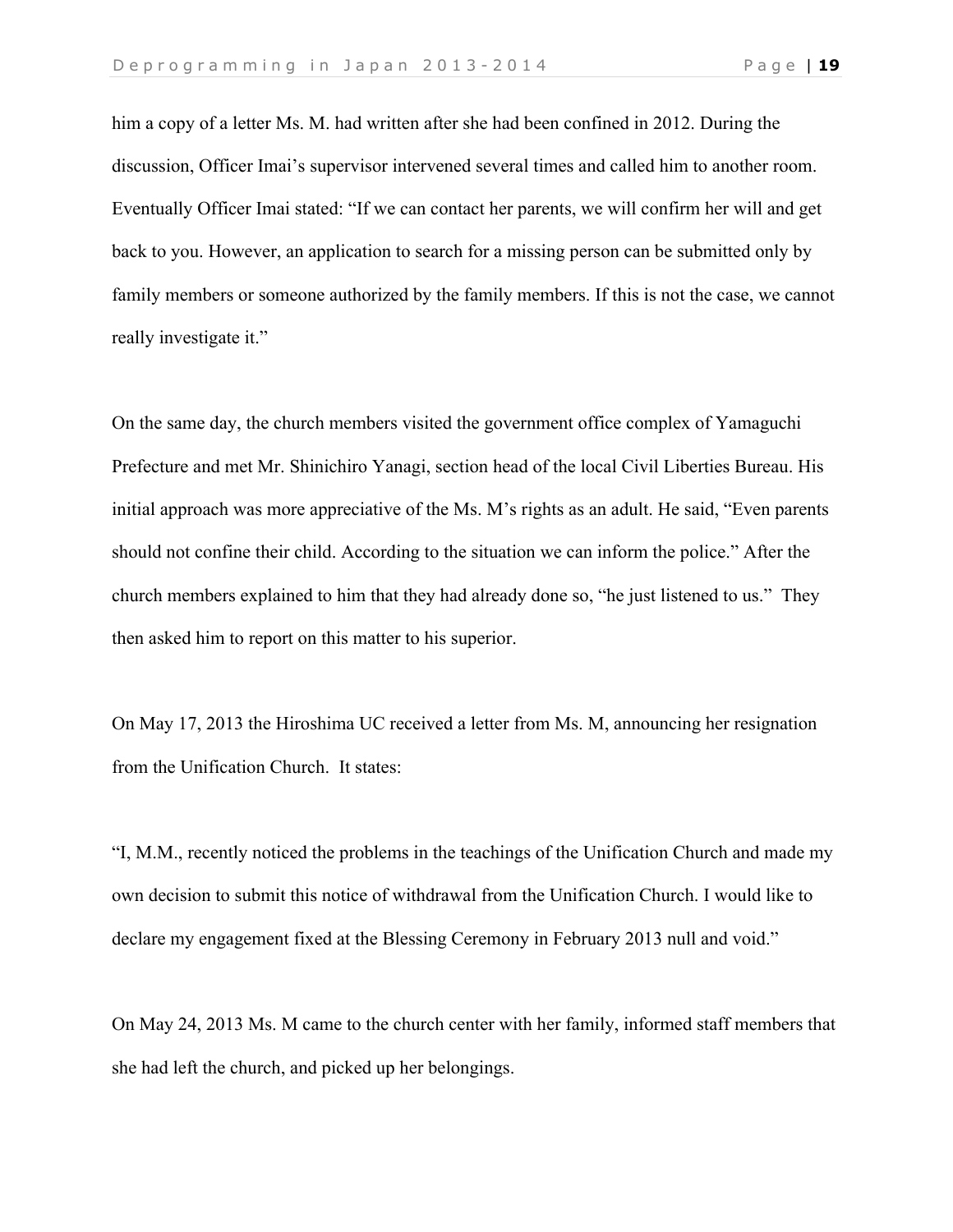him a copy of a letter Ms. M. had written after she had been confined in 2012. During the discussion, Officer Imai's supervisor intervened several times and called him to another room. Eventually Officer Imai stated: "If we can contact her parents, we will confirm her will and get back to you. However, an application to search for a missing person can be submitted only by family members or someone authorized by the family members. If this is not the case, we cannot really investigate it."

On the same day, the church members visited the government office complex of Yamaguchi Prefecture and met Mr. Shinichiro Yanagi, section head of the local Civil Liberties Bureau. His initial approach was more appreciative of the Ms. M's rights as an adult. He said, "Even parents should not confine their child. According to the situation we can inform the police." After the church members explained to him that they had already done so, "he just listened to us." They then asked him to report on this matter to his superior.

On May 17, 2013 the Hiroshima UC received a letter from Ms. M, announcing her resignation from the Unification Church. It states:

"I, M.M., recently noticed the problems in the teachings of the Unification Church and made my own decision to submit this notice of withdrawal from the Unification Church. I would like to declare my engagement fixed at the Blessing Ceremony in February 2013 null and void."

On May 24, 2013 Ms. M came to the church center with her family, informed staff members that she had left the church, and picked up her belongings.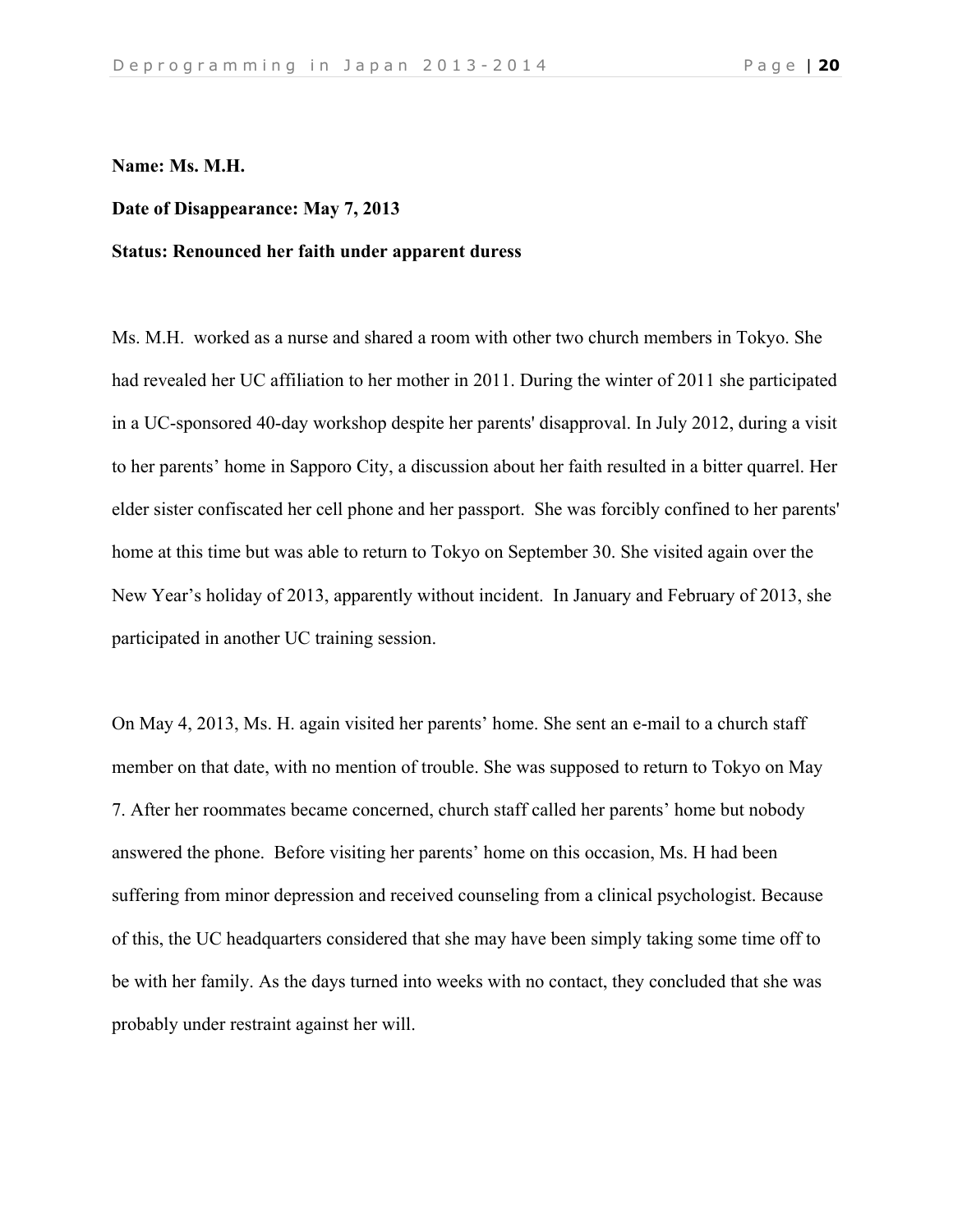**Name: Ms. M.H.**

**Date of Disappearance: May 7, 2013**

**Status: Renounced her faith under apparent duress**

Ms. M.H. worked as a nurse and shared a room with other two church members in Tokyo. She had revealed her UC affiliation to her mother in 2011. During the winter of 2011 she participated in a UC-sponsored 40-day workshop despite her parents' disapproval. In July 2012, during a visit to her parents' home in Sapporo City, a discussion about her faith resulted in a bitter quarrel. Her elder sister confiscated her cell phone and her passport. She was forcibly confined to her parents' home at this time but was able to return to Tokyo on September 30. She visited again over the New Year's holiday of 2013, apparently without incident. In January and February of 2013, she participated in another UC training session.

On May 4, 2013, Ms. H. again visited her parents' home. She sent an e-mail to a church staff member on that date, with no mention of trouble. She was supposed to return to Tokyo on May 7. After her roommates became concerned, church staff called her parents' home but nobody answered the phone. Before visiting her parents' home on this occasion, Ms. H had been suffering from minor depression and received counseling from a clinical psychologist. Because of this, the UC headquarters considered that she may have been simply taking some time off to be with her family. As the days turned into weeks with no contact, they concluded that she was probably under restraint against her will.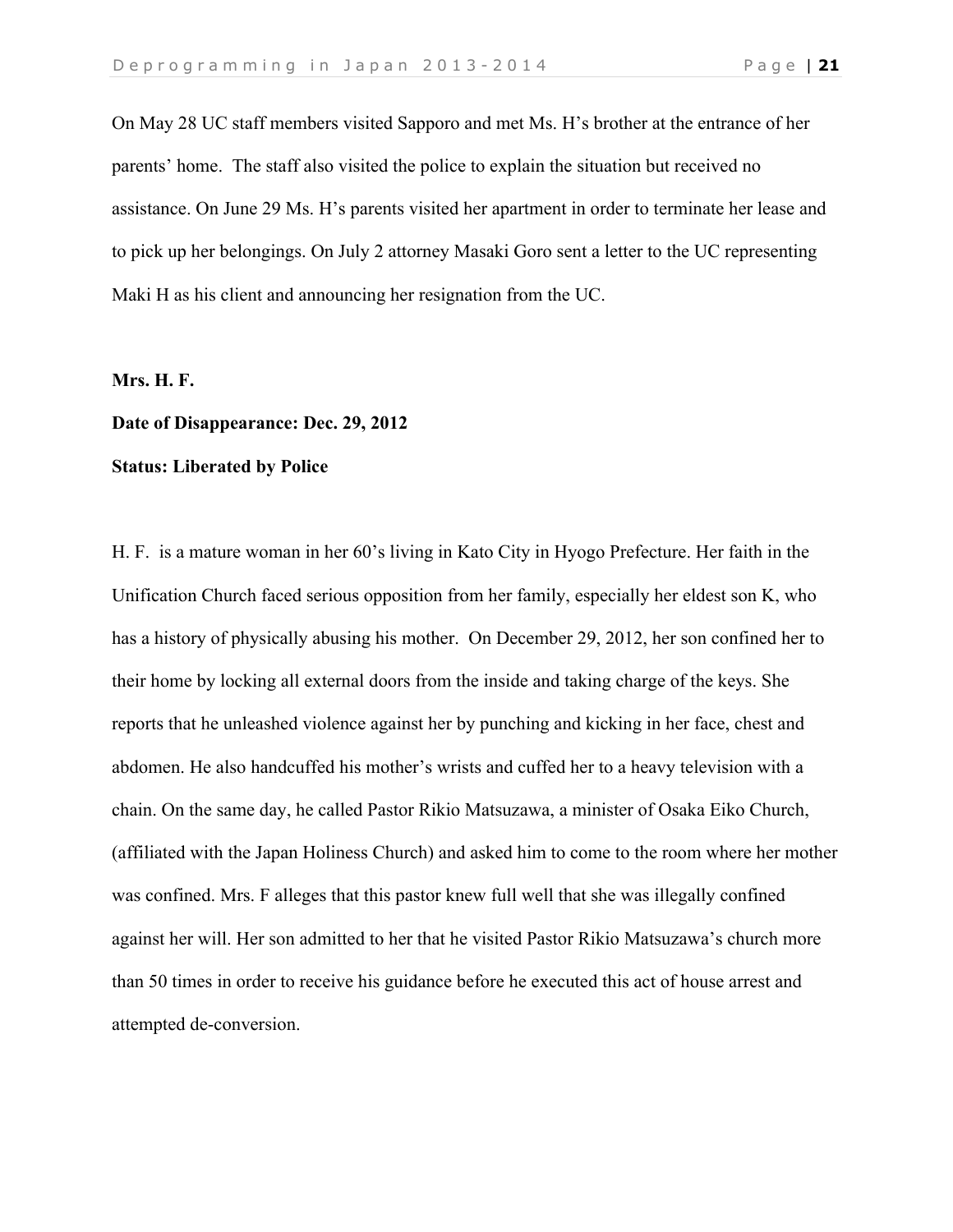On May 28 UC staff members visited Sapporo and met Ms. H's brother at the entrance of her parents' home. The staff also visited the police to explain the situation but received no assistance. On June 29 Ms. H's parents visited her apartment in order to terminate her lease and to pick up her belongings. On July 2 attorney Masaki Goro sent a letter to the UC representing Maki H as his client and announcing her resignation from the UC.

**Mrs. H. F.**

**Date of Disappearance: Dec. 29, 2012**

**Status: Liberated by Police**

H. F. is a mature woman in her 60's living in Kato City in Hyogo Prefecture. Her faith in the Unification Church faced serious opposition from her family, especially her eldest son K, who has a history of physically abusing his mother. On December 29, 2012, her son confined her to their home by locking all external doors from the inside and taking charge of the keys. She reports that he unleashed violence against her by punching and kicking in her face, chest and abdomen. He also handcuffed his mother's wrists and cuffed her to a heavy television with a chain. On the same day, he called Pastor Rikio Matsuzawa, a minister of Osaka Eiko Church, (affiliated with the Japan Holiness Church) and asked him to come to the room where her mother was confined. Mrs. F alleges that this pastor knew full well that she was illegally confined against her will. Her son admitted to her that he visited Pastor Rikio Matsuzawa's church more than 50 times in order to receive his guidance before he executed this act of house arrest and attempted de-conversion.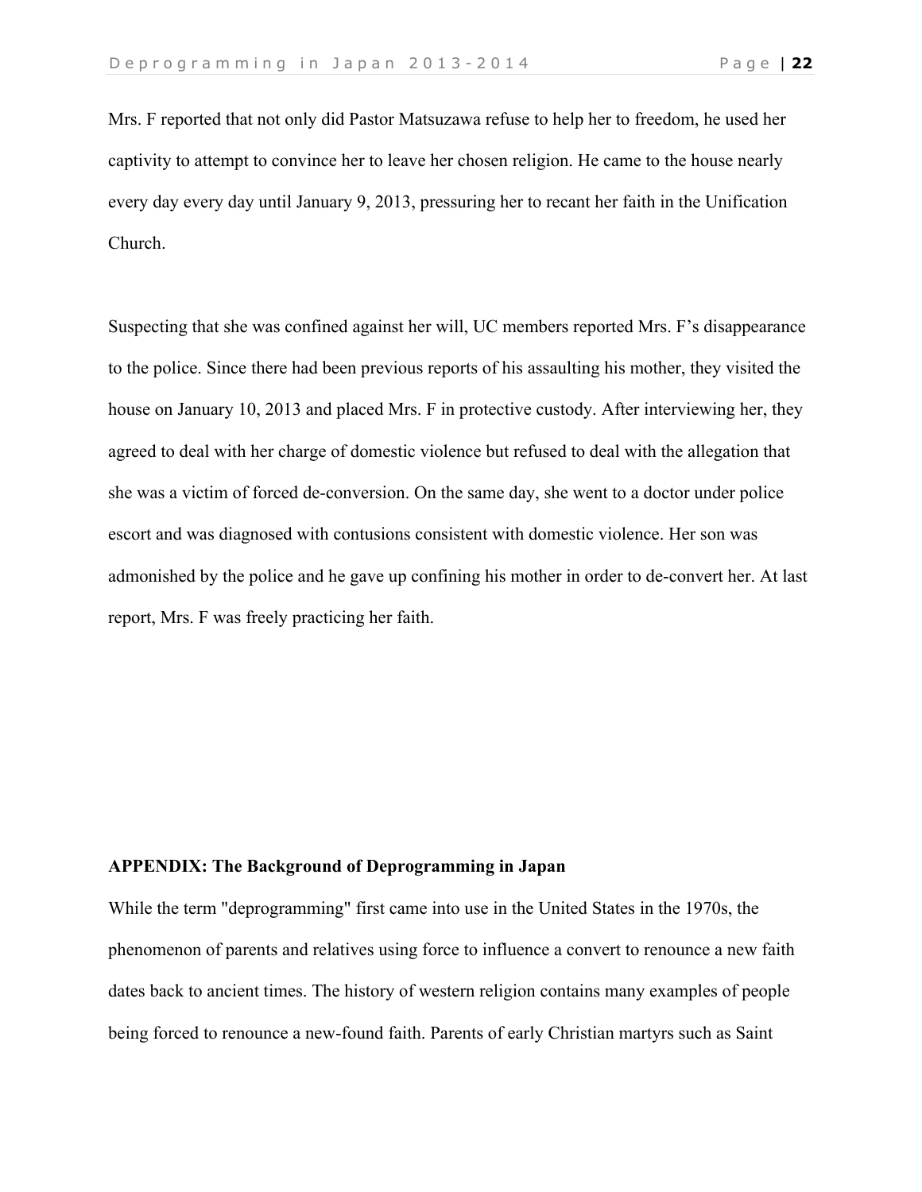Mrs. F reported that not only did Pastor Matsuzawa refuse to help her to freedom, he used her captivity to attempt to convince her to leave her chosen religion. He came to the house nearly every day every day until January 9, 2013, pressuring her to recant her faith in the Unification Church.

Suspecting that she was confined against her will, UC members reported Mrs. F's disappearance to the police. Since there had been previous reports of his assaulting his mother, they visited the house on January 10, 2013 and placed Mrs. F in protective custody. After interviewing her, they agreed to deal with her charge of domestic violence but refused to deal with the allegation that she was a victim of forced de-conversion. On the same day, she went to a doctor under police escort and was diagnosed with contusions consistent with domestic violence. Her son was admonished by the police and he gave up confining his mother in order to de-convert her. At last report, Mrs. F was freely practicing her faith.

## APPENDIX: The Background of Deprogramming in Japan

While the term "deprogramming" first came into use in the United States in the 1970s, the phenomenon of parents and relatives using force to influence a convert to renounce a new faith dates back to ancient times. The history of western religion contains many examples of people being forced to renounce a new-found faith. Parents of early Christian martyrs such as Saint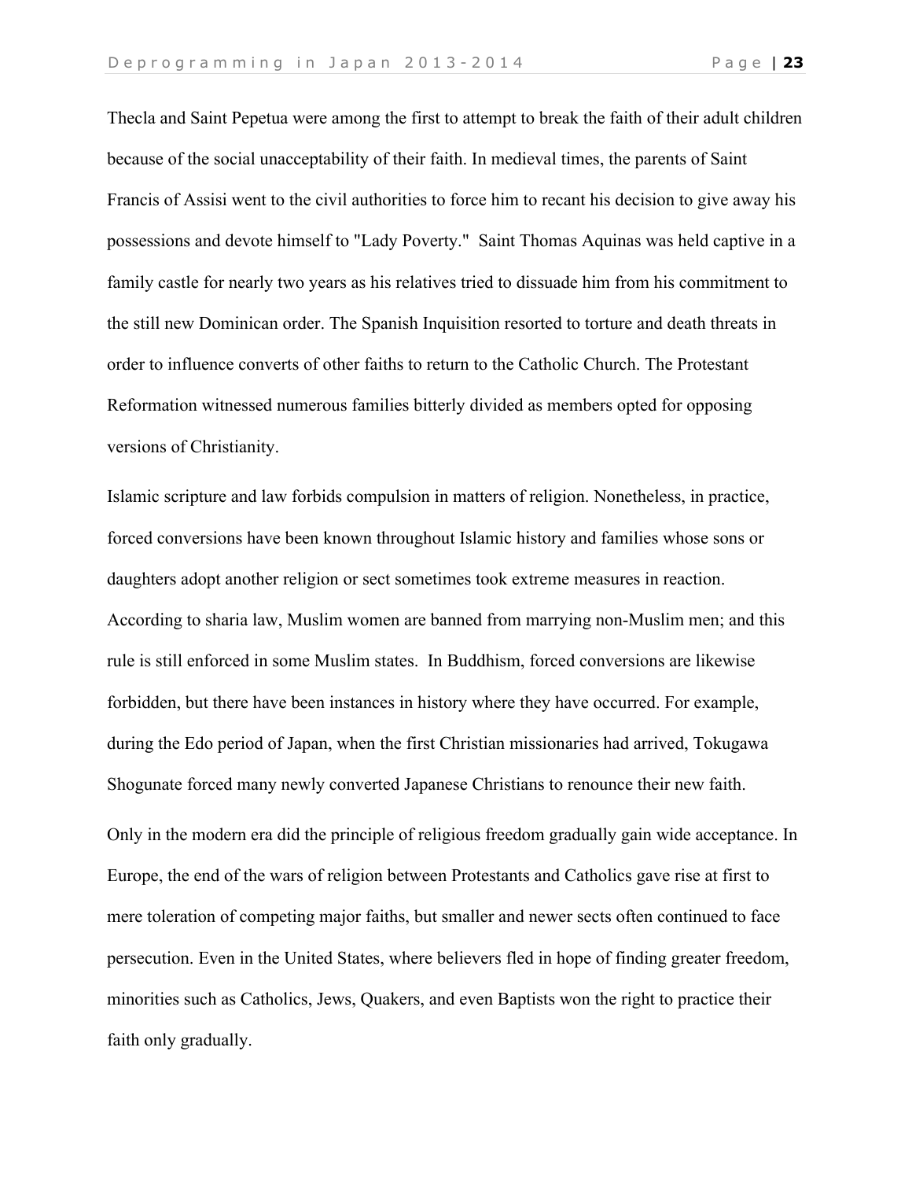Thecla and Saint Pepetua were among the first to attempt to break the faith of their adult children because of the social unacceptability of their faith. In medieval times, the parents of Saint Francis of Assisi went to the civil authorities to force him to recant his decision to give away his possessions and devote himself to "Lady Poverty." Saint Thomas Aquinas was held captive in a family castle for nearly two years as his relatives tried to dissuade him from his commitment to the still new Dominican order. The Spanish Inquisition resorted to torture and death threats in order to influence converts of other faiths to return to the Catholic Church. The Protestant Reformation witnessed numerous families bitterly divided as members opted for opposing versions of Christianity.

Islamic scripture and law forbids compulsion in matters of religion. Nonetheless, in practice, forced conversions have been known throughout Islamic history and families whose sons or daughters adopt another religion or sect sometimes took extreme measures in reaction. According to sharia law, Muslim women are banned from marrying non-Muslim men; and this rule is still enforced in some Muslim states. In Buddhism, forced conversions are likewise forbidden, but there have been instances in history where they have occurred. For example, during the Edo period of Japan, when the first Christian missionaries had arrived, Tokugawa Shogunate forced many newly converted Japanese Christians to renounce their new faith.

Only in the modern era did the principle of religious freedom gradually gain wide acceptance. In Europe, the end of the wars of religion between Protestants and Catholics gave rise at first to mere toleration of competing major faiths, but smaller and newer sects often continued to face persecution. Even in the United States, where believers fled in hope of finding greater freedom, minorities such as Catholics, Jews, Quakers, and even Baptists won the right to practice their faith only gradually.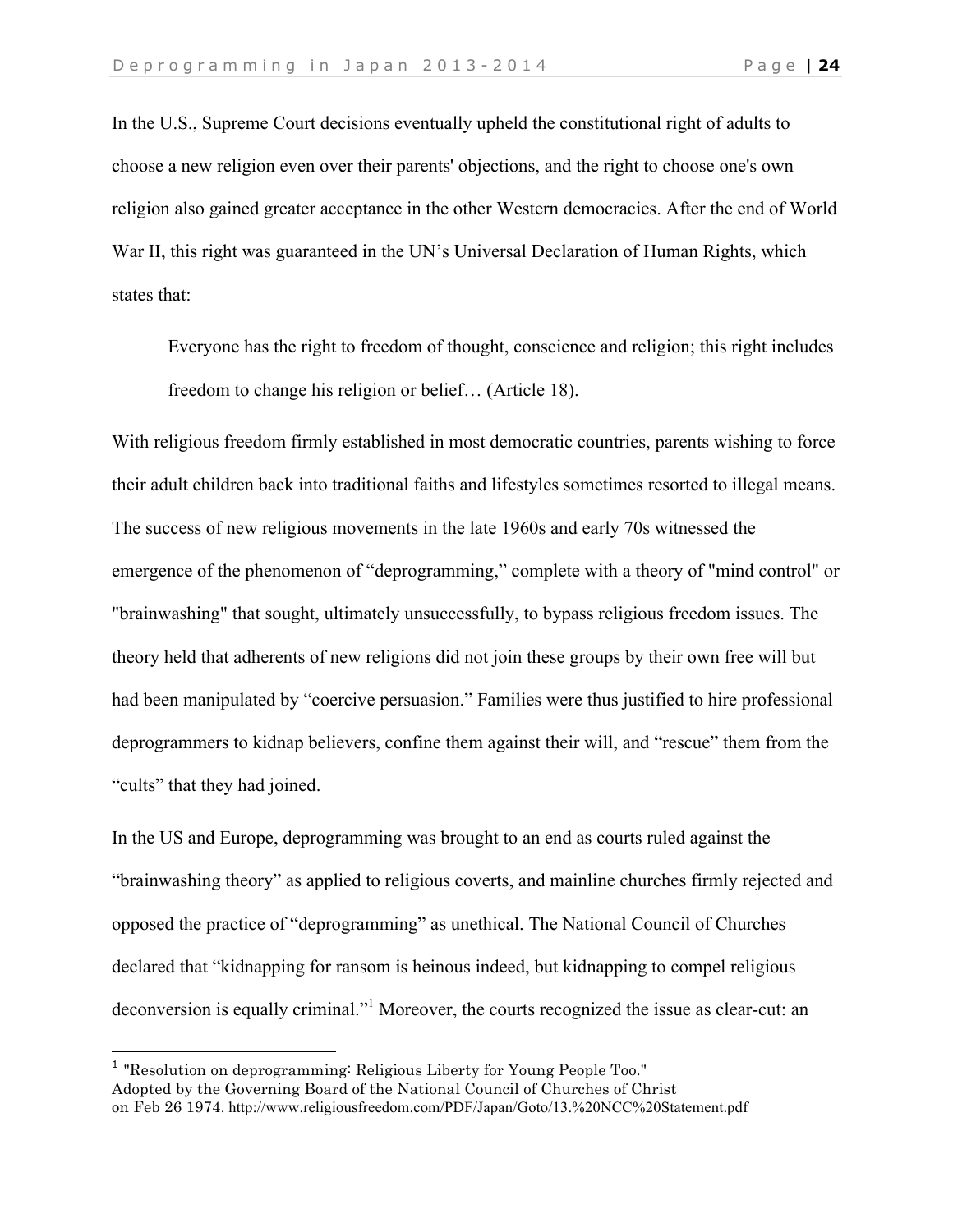In the U.S., Supreme Court decisions eventually upheld the constitutional right of adults to choose a new religion even over their parents' objections, and the right to choose one's own religion also gained greater acceptance in the other Western democracies. After the end of World War II, this right was guaranteed in the UN's Universal Declaration of Human Rights, which states that:

> Everyone has the right to freedom of thought, conscience and religion; this right includes freedom to change his religion or belief… (Article 18).

With religious freedom firmly established in most democratic countries, parents wishing to force their adult children back into traditional faiths and lifestyles sometimes resorted to illegal means. The success of new religious movements in the late 1960s and early 70s witnessed the emergence of the phenomenon of "deprogramming," complete with a theory of "mind control" or "brainwashing" that sought, ultimately unsuccessfully, to bypass religious freedom issues. The theory held that adherents of new religions did not join these groups by their own free will but had been manipulated by "coercive persuasion." Families were thus justified to hire professional deprogrammers to kidnap believers, confine them against their will, and "rescue" them from the "cults" that they had joined.

In the US and Europe, deprogramming was brought to an end as courts ruled against the "brainwashing theory" as applied to religious coverts, and mainline churches firmly rejected and opposed the practice of "deprogramming" as unethical. The National Council of Churches declared that "kidnapping for ransom is heinous indeed, but kidnapping to compel religious deconversion is equally criminal."[1] Moreover, the courts recognized the issue as clear-cut: an

---

[1] "Resolution on deprogramming: Religious Liberty for Young People Too." Adopted by the Governing Board of the National Council of Churches of Christ on Feb 26 1974. http://www.religiousfreedom.com/PDF/Japan/Goto/13.%20NCC%20Statement.pdf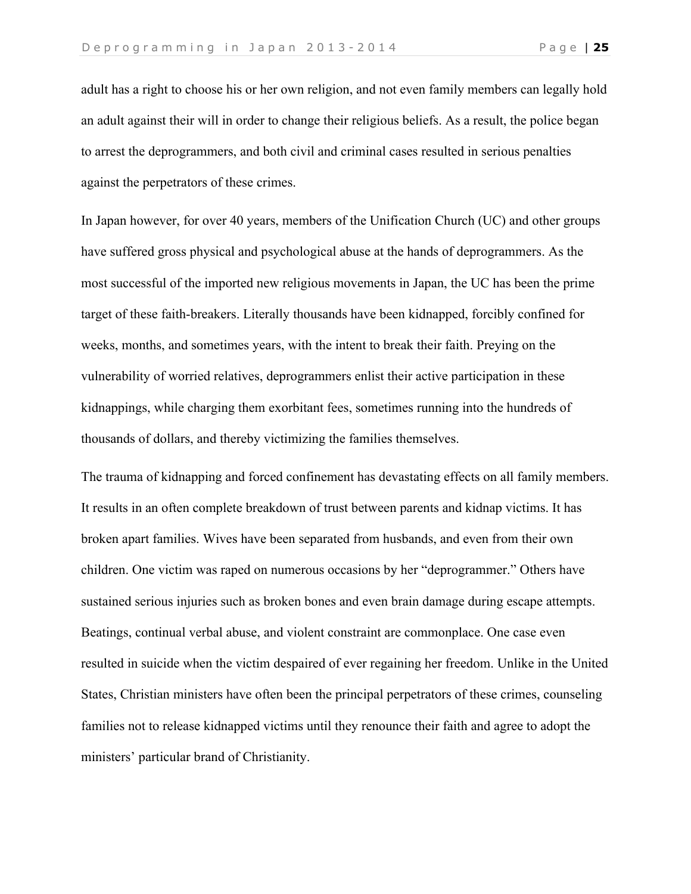adult has a right to choose his or her own religion, and not even family members can legally hold an adult against their will in order to change their religious beliefs. As a result, the police began to arrest the deprogrammers, and both civil and criminal cases resulted in serious penalties against the perpetrators of these crimes.

In Japan however, for over 40 years, members of the Unification Church (UC) and other groups have suffered gross physical and psychological abuse at the hands of deprogrammers. As the most successful of the imported new religious movements in Japan, the UC has been the prime target of these faith-breakers. Literally thousands have been kidnapped, forcibly confined for weeks, months, and sometimes years, with the intent to break their faith. Preying on the vulnerability of worried relatives, deprogrammers enlist their active participation in these kidnappings, while charging them exorbitant fees, sometimes running into the hundreds of thousands of dollars, and thereby victimizing the families themselves.

The trauma of kidnapping and forced confinement has devastating effects on all family members. It results in an often complete breakdown of trust between parents and kidnap victims. It has broken apart families. Wives have been separated from husbands, and even from their own children. One victim was raped on numerous occasions by her "deprogrammer." Others have sustained serious injuries such as broken bones and even brain damage during escape attempts. Beatings, continual verbal abuse, and violent constraint are commonplace. One case even resulted in suicide when the victim despaired of ever regaining her freedom. Unlike in the United States, Christian ministers have often been the principal perpetrators of these crimes, counseling families not to release kidnapped victims until they renounce their faith and agree to adopt the ministers' particular brand of Christianity.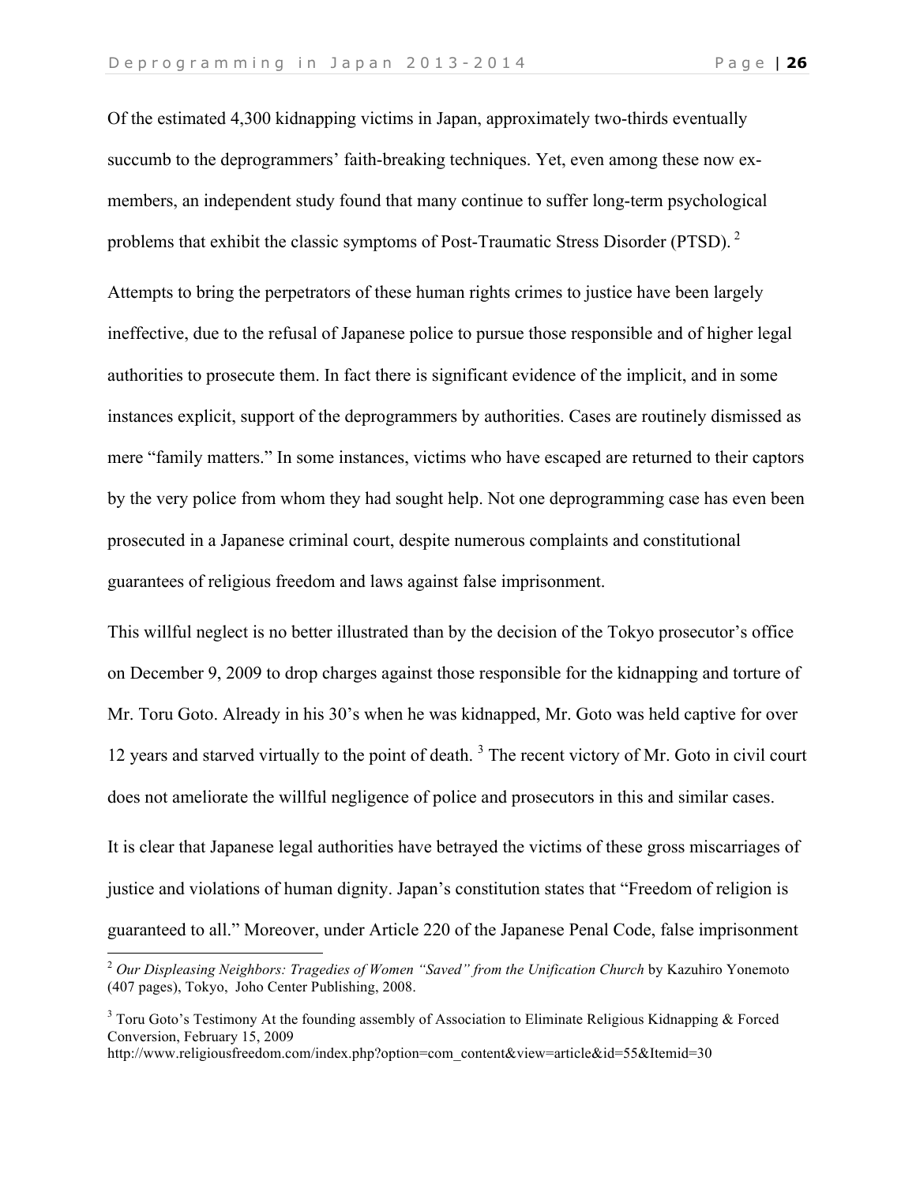Of the estimated 4,300 kidnapping victims in Japan, approximately two-thirds eventually succumb to the deprogrammers' faith-breaking techniques. Yet, even among these now ex-members, an independent study found that many continue to suffer long-term psychological problems that exhibit the classic symptoms of Post-Traumatic Stress Disorder (PTSD). [2]

Attempts to bring the perpetrators of these human rights crimes to justice have been largely ineffective, due to the refusal of Japanese police to pursue those responsible and of higher legal authorities to prosecute them. In fact there is significant evidence of the implicit, and in some instances explicit, support of the deprogrammers by authorities. Cases are routinely dismissed as mere "family matters." In some instances, victims who have escaped are returned to their captors by the very police from whom they had sought help. Not one deprogramming case has even been prosecuted in a Japanese criminal court, despite numerous complaints and constitutional guarantees of religious freedom and laws against false imprisonment.

This willful neglect is no better illustrated than by the decision of the Tokyo prosecutor's office on December 9, 2009 to drop charges against those responsible for the kidnapping and torture of Mr. Toru Goto. Already in his 30's when he was kidnapped, Mr. Goto was held captive for over 12 years and starved virtually to the point of death. [3] The recent victory of Mr. Goto in civil court does not ameliorate the willful negligence of police and prosecutors in this and similar cases.

It is clear that Japanese legal authorities have betrayed the victims of these gross miscarriages of justice and violations of human dignity. Japan's constitution states that "Freedom of religion is guaranteed to all." Moreover, under Article 220 of the Japanese Penal Code, false imprisonment

---

[2] *Our Displeasing Neighbors: Tragedies of Women "Saved" from the Unification Church* by Kazuhiro Yonemoto (407 pages), Tokyo, Joho Center Publishing, 2008.

[3] Toru Goto's Testimony At the founding assembly of Association to Eliminate Religious Kidnapping & Forced Conversion, February 15, 2009
http://www.religiousfreedom.com/index.php?option=com_content&view=article&id=55&Itemid=30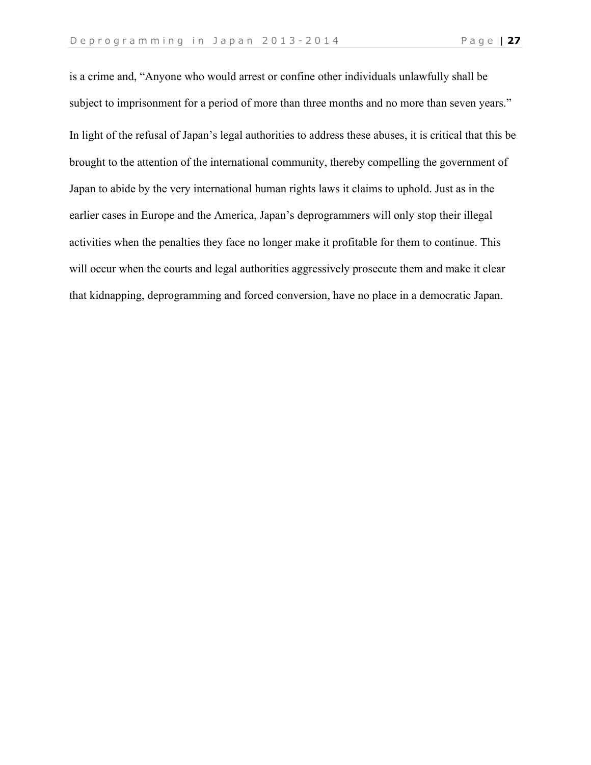is a crime and, “Anyone who would arrest or confine other individuals unlawfully shall be subject to imprisonment for a period of more than three months and no more than seven years.”

In light of the refusal of Japan’s legal authorities to address these abuses, it is critical that this be brought to the attention of the international community, thereby compelling the government of Japan to abide by the very international human rights laws it claims to uphold. Just as in the earlier cases in Europe and the America, Japan’s deprogrammers will only stop their illegal activities when the penalties they face no longer make it profitable for them to continue. This will occur when the courts and legal authorities aggressively prosecute them and make it clear that kidnapping, deprogramming and forced conversion, have no place in a democratic Japan.